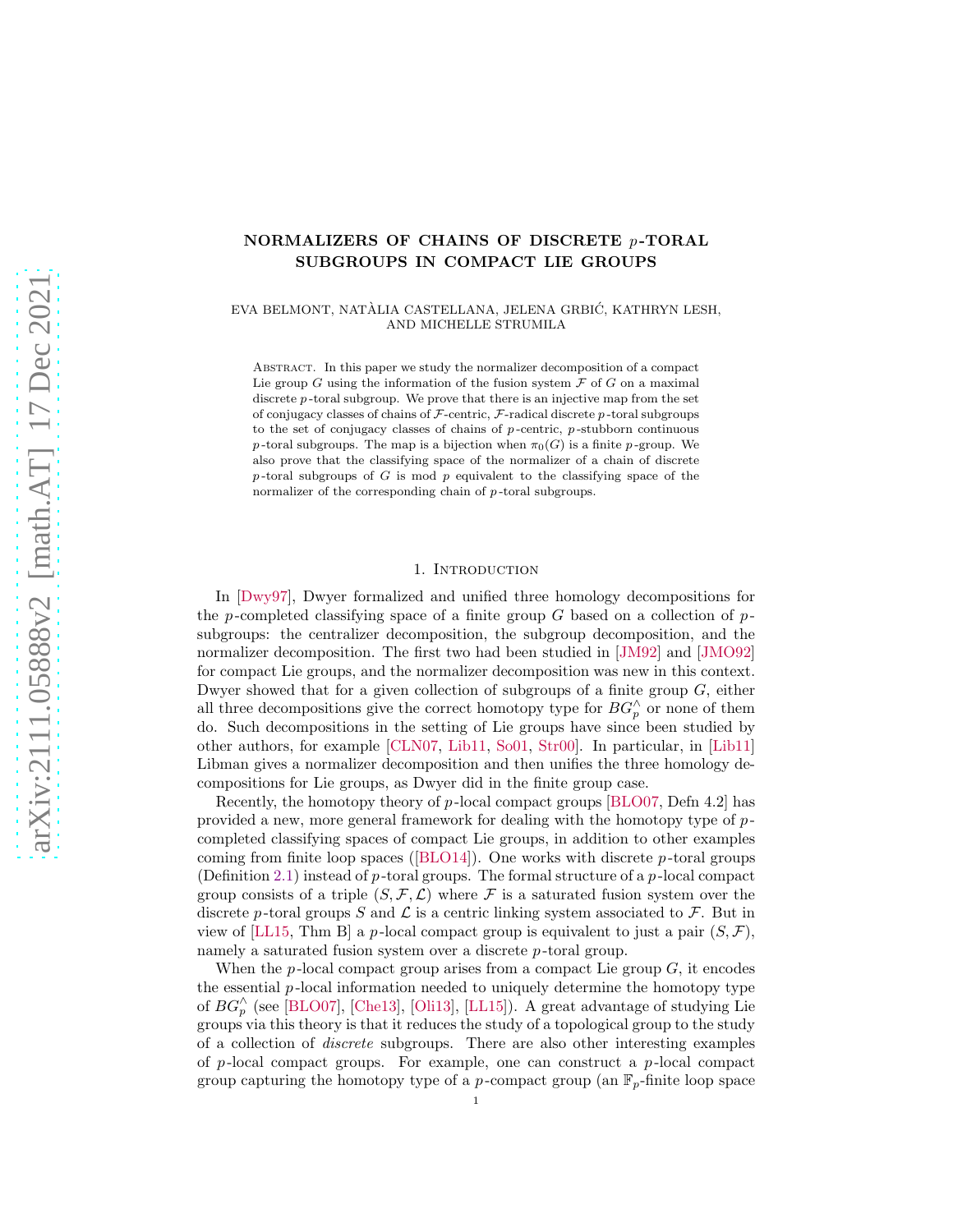# NORMALIZERS OF CHAINS OF DISCRETE $p$-TORAL SUBGROUPS IN COMPACT LIE GROUPS

EVA BELMONT, NATÀLIA CASTELLANA, JELENA GRBIĆ, KATHRYN LESH, AND MICHELLE STRUMILA

Abstract. In this paper we study the normalizer decomposition of a compact Lie group $G$ using the information of the fusion system $\mathcal{F}$ of $G$ on a maximal discrete $p$-toral subgroup. We prove that there is an injective map from the set of conjugacy classes of chains of $\mathcal{F}$-centric, $\mathcal{F}$-radical discrete $p$-toral subgroups to the set of conjugacy classes of chains of $p$-centric, $p$-stubborn continuous $p$-toral subgroups. The map is a bijection when $\pi_0(G)$ is a finite $p$-group. We also prove that the classifying space of the normalizer of a chain of discrete $p$-toral subgroups of $G$ is mod $p$ equivalent to the classifying space of the normalizer of the corresponding chain of $p$-toral subgroups.

## 1. Introduction

In [Dwy97], Dwyer formalized and unified three homology decompositions for the $p$-completed classifying space of a finite group $G$ based on a collection of $p$-subgroups: the centralizer decomposition, the subgroup decomposition, and the normalizer decomposition. The first two had been studied in [JM92] and [JMO92] for compact Lie groups, and the normalizer decomposition was new in this context. Dwyer showed that for a given collection of subgroups of a finite group $G$, either all three decompositions give the correct homotopy type for $BG^{\wedge}_p$ or none of them do. Such decompositions in the setting of Lie groups have since been studied by other authors, for example [CLN07, Lib11, So01, Str00]. In particular, in [Lib11] Libman gives a normalizer decomposition and then unifies the three homology decompositions for Lie groups, as Dwyer did in the finite group case.

Recently, the homotopy theory of $p$-local compact groups [BLO07, Defn 4.2] has provided a new, more general framework for dealing with the homotopy type of $p$-completed classifying spaces of compact Lie groups, in addition to other examples coming from finite loop spaces ([BLO14]). One works with discrete $p$-toral groups (Definition 2.1) instead of $p$-toral groups. The formal structure of a $p$-local compact group consists of a triple $(S, \mathcal{F}, \mathcal{L})$ where $\mathcal{F}$ is a saturated fusion system over the discrete $p$-toral groups $S$ and $\mathcal{L}$ is a centric linking system associated to $\mathcal{F}$. But in view of [LL15, Thm B] a $p$-local compact group is equivalent to just a pair $(S, \mathcal{F})$, namely a saturated fusion system over a discrete $p$-toral group.

When the $p$-local compact group arises from a compact Lie group $G$, it encodes the essential $p$-local information needed to uniquely determine the homotopy type of $BG^{\wedge}_p$ (see [BLO07], [Che13], [Oli13], [LL15]). A great advantage of studying Lie groups via this theory is that it reduces the study of a topological group to the study of a collection of *discrete* subgroups. There are also other interesting examples of $p$-local compact groups. For example, one can construct a $p$-local compact group capturing the homotopy type of a $p$-compact group (an $\mathbb{F}_p$-finite loop space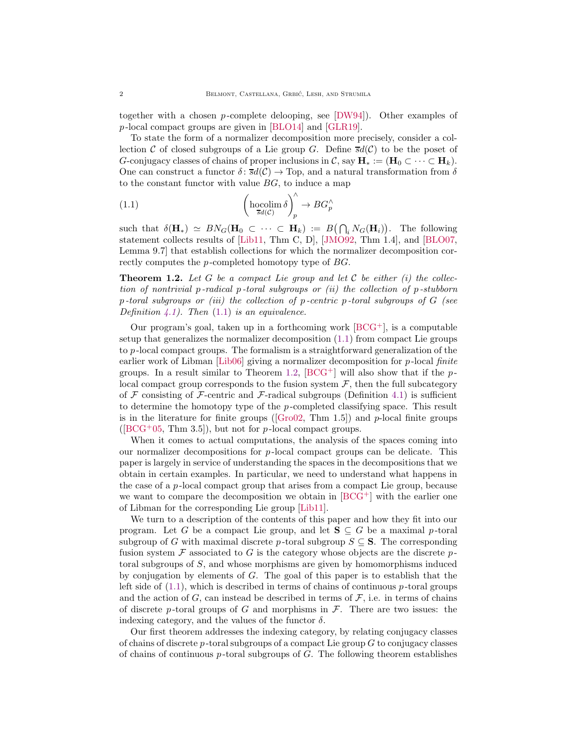together with a chosen $p$-complete delooping, see [DW94]). Other examples of $p$-local compact groups are given in [BLO14] and [GLR19].

To state the form of a normalizer decomposition more precisely, consider a collection $\mathcal{C}$ of closed subgroups of a Lie group $G$. Define $\overline{s}d(\mathcal{C})$ to be the poset of $G$-conjugacy classes of chains of proper inclusions in $\mathcal{C}$, say $\mathbf{H}_* := (\mathbf{H}_0 \subset \cdots \subset \mathbf{H}_k)$. One can construct a functor $\delta\colon \overline{s}d(\mathcal{C}) \to \mathrm{Top}$, and a natural transformation from $\delta$ to the constant functor with value $BG$, to induce a map

$$\left(\operatorname*{hocolim}_{\overline{s}d(\mathcal{C})} \delta\right)^{\wedge}_p \to BG^{\wedge}_p \tag{1.1}$$

such that $\delta(\mathbf{H}_*) \simeq BN_G(\mathbf{H}_0 \subset \cdots \subset \mathbf{H}_k) := B\big(\bigcap_i N_G(\mathbf{H}_i)\big)$. The following statement collects results of [Lib11, Thm C, D], [JMO92, Thm 1.4], and [BLO07, Lemma 9.7] that establish collections for which the normalizer decomposition correctly computes the $p$-completed homotopy type of $BG$.

**Theorem 1.2.** *Let $G$ be a compact Lie group and let $\mathcal{C}$ be either (i) the collection of nontrivial $p$-radical $p$-toral subgroups or (ii) the collection of $p$-stubborn $p$-toral subgroups or (iii) the collection of $p$-centric $p$-toral subgroups of $G$ (see Definition 4.1). Then (1.1) is an equivalence.*

Our program's goal, taken up in a forthcoming work [BCG$^+$], is a computable setup that generalizes the normalizer decomposition (1.1) from compact Lie groups to $p$-local compact groups. The formalism is a straightforward generalization of the earlier work of Libman [Lib06] giving a normalizer decomposition for $p$-local *finite* groups. In a result similar to Theorem 1.2, [BCG$^+$] will also show that if the $p$-local compact group corresponds to the fusion system $\mathcal{F}$, then the full subcategory of $\mathcal{F}$ consisting of $\mathcal{F}$-centric and $\mathcal{F}$-radical subgroups (Definition 4.1) is sufficient to determine the homotopy type of the $p$-completed classifying space. This result is in the literature for finite groups ([Gro02, Thm 1.5]) and $p$-local finite groups ([BCG$^+$05, Thm 3.5]), but not for $p$-local compact groups.

When it comes to actual computations, the analysis of the spaces coming into our normalizer decompositions for $p$-local compact groups can be delicate. This paper is largely in service of understanding the spaces in the decompositions that we obtain in certain examples. In particular, we need to understand what happens in the case of a $p$-local compact group that arises from a compact Lie group, because we want to compare the decomposition we obtain in [BCG$^+$] with the earlier one of Libman for the corresponding Lie group [Lib11].

We turn to a description of the contents of this paper and how they fit into our program. Let $G$ be a compact Lie group, and let $\mathbf{S} \subseteq G$ be a maximal $p$-toral subgroup of $G$ with maximal discrete $p$-toral subgroup $S \subseteq \mathbf{S}$. The corresponding fusion system $\mathcal{F}$ associated to $G$ is the category whose objects are the discrete $p$-toral subgroups of $S$, and whose morphisms are given by homomorphisms induced by conjugation by elements of $G$. The goal of this paper is to establish that the left side of (1.1), which is described in terms of chains of continuous $p$-toral groups and the action of $G$, can instead be described in terms of $\mathcal{F}$, i.e. in terms of chains of discrete $p$-toral groups of $G$ and morphisms in $\mathcal{F}$. There are two issues: the indexing category, and the values of the functor $\delta$.

Our first theorem addresses the indexing category, by relating conjugacy classes of chains of discrete $p$-toral subgroups of a compact Lie group $G$ to conjugacy classes of chains of continuous $p$-toral subgroups of $G$. The following theorem establishes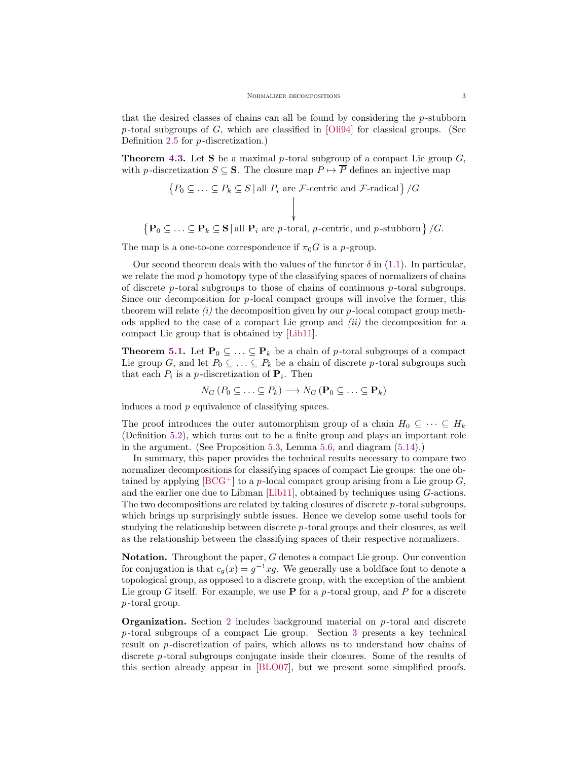that the desired classes of chains can all be found by considering the $p$-stubborn $p$-toral subgroups of $G$, which are classified in [Oli94] for classical groups. (See Definition 2.5 for $p$-discretization.)

**Theorem 4.3.** Let $\mathbf{S}$ be a maximal $p$-toral subgroup of a compact Lie group $G$, with $p$-discretization $S \subseteq \mathbf{S}$. The closure map $P \mapsto \overline{P}$ defines an injective map

$$\left\{P_0 \subseteq \ldots \subseteq P_k \subseteq S \,|\, \text{all } P_i \text{ are } \mathcal{F}\text{-centric and } \mathcal{F}\text{-radical}\right\}/G$$
$$\downarrow$$
$$\left\{\mathbf{P}_0 \subseteq \ldots \subseteq \mathbf{P}_k \subseteq \mathbf{S} \,|\, \text{all } \mathbf{P}_i \text{ are } p\text{-toral, } p\text{-centric, and } p\text{-stubborn}\right\}/G.$$

The map is a one-to-one correspondence if $\pi_0 G$ is a $p$-group.

Our second theorem deals with the values of the functor $\delta$ in (1.1). In particular, we relate the mod $p$ homotopy type of the classifying spaces of normalizers of chains of discrete $p$-toral subgroups to those of chains of continuous $p$-toral subgroups. Since our decomposition for $p$-local compact groups will involve the former, this theorem will relate *(i)* the decomposition given by our $p$-local compact group methods applied to the case of a compact Lie group and *(ii)* the decomposition for a compact Lie group that is obtained by [Lib11].

**Theorem 5.1.** Let $\mathbf{P}_0 \subseteq \ldots \subseteq \mathbf{P}_k$ be a chain of $p$-toral subgroups of a compact Lie group $G$, and let $P_0 \subseteq \ldots \subseteq P_k$ be a chain of discrete $p$-toral subgroups such that each $P_i$ is a $p$-discretization of $\mathbf{P}_i$. Then

$$N_G\left(P_0 \subseteq \ldots \subseteq P_k\right) \longrightarrow N_G\left(\mathbf{P}_0 \subseteq \ldots \subseteq \mathbf{P}_k\right)$$

induces a mod $p$ equivalence of classifying spaces.

The proof introduces the outer automorphism group of a chain $H_0 \subseteq \cdots \subseteq H_k$ (Definition 5.2), which turns out to be a finite group and plays an important role in the argument. (See Proposition 5.3, Lemma 5.6, and diagram (5.14).)

In summary, this paper provides the technical results necessary to compare two normalizer decompositions for classifying spaces of compact Lie groups: the one obtained by applying [BCG+] to a $p$-local compact group arising from a Lie group $G$, and the earlier one due to Libman [Lib11], obtained by techniques using $G$-actions. The two decompositions are related by taking closures of discrete $p$-toral subgroups, which brings up surprisingly subtle issues. Hence we develop some useful tools for studying the relationship between discrete $p$-toral groups and their closures, as well as the relationship between the classifying spaces of their respective normalizers.

**Notation.** Throughout the paper, $G$ denotes a compact Lie group. Our convention for conjugation is that $c_g(x) = g^{-1}xg$. We generally use a boldface font to denote a topological group, as opposed to a discrete group, with the exception of the ambient Lie group $G$ itself. For example, we use $\mathbf{P}$ for a $p$-toral group, and $P$ for a discrete $p$-toral group.

**Organization.** Section 2 includes background material on $p$-toral and discrete $p$-toral subgroups of a compact Lie group. Section 3 presents a key technical result on $p$-discretization of pairs, which allows us to understand how chains of discrete $p$-toral subgroups conjugate inside their closures. Some of the results of this section already appear in [BLO07], but we present some simplified proofs.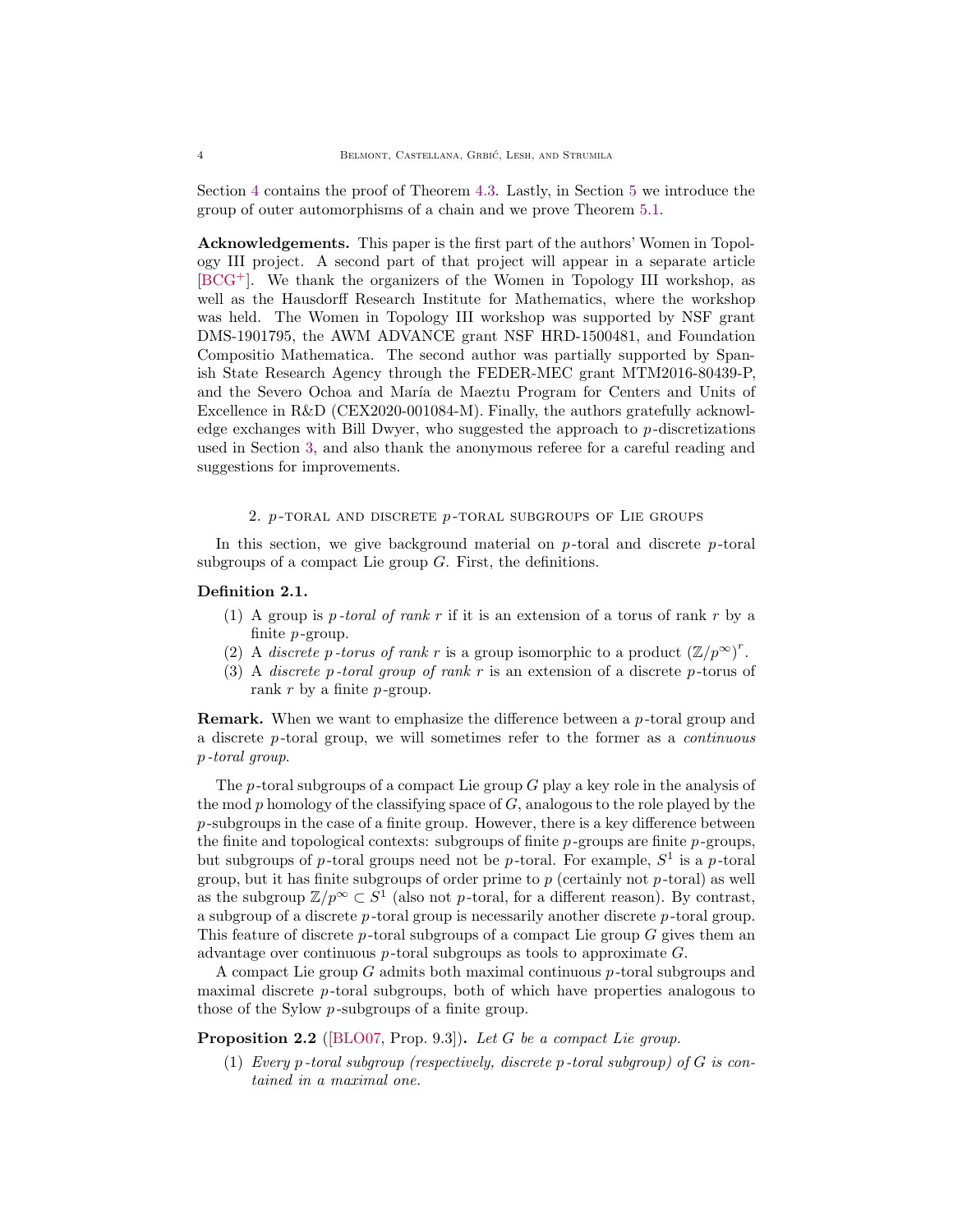Section 4 contains the proof of Theorem 4.3. Lastly, in Section 5 we introduce the group of outer automorphisms of a chain and we prove Theorem 5.1.

**Acknowledgements.** This paper is the first part of the authors' Women in Topology III project. A second part of that project will appear in a separate article [BCG+]. We thank the organizers of the Women in Topology III workshop, as well as the Hausdorff Research Institute for Mathematics, where the workshop was held. The Women in Topology III workshop was supported by NSF grant DMS-1901795, the AWM ADVANCE grant NSF HRD-1500481, and Foundation Compositio Mathematica. The second author was partially supported by Spanish State Research Agency through the FEDER-MEC grant MTM2016-80439-P, and the Severo Ochoa and María de Maeztu Program for Centers and Units of Excellence in R&D (CEX2020-001084-M). Finally, the authors gratefully acknowledge exchanges with Bill Dwyer, who suggested the approach to $p$-discretizations used in Section 3, and also thank the anonymous referee for a careful reading and suggestions for improvements.

## 2. $p$-toral and discrete $p$-toral subgroups of Lie groups

In this section, we give background material on $p$-toral and discrete $p$-toral subgroups of a compact Lie group $G$. First, the definitions.

**Definition 2.1.**

1. A group is *$p$-toral of rank $r$* if it is an extension of a torus of rank $r$ by a finite $p$-group.
2. A *discrete $p$-torus of rank $r$* is a group isomorphic to a product $(\mathbb{Z}/p^\infty)^r$.
3. A *discrete $p$-toral group of rank $r$* is an extension of a discrete $p$-torus of rank $r$ by a finite $p$-group.

**Remark.** When we want to emphasize the difference between a $p$-toral group and a discrete $p$-toral group, we will sometimes refer to the former as a *continuous $p$-toral group*.

The $p$-toral subgroups of a compact Lie group $G$ play a key role in the analysis of the mod $p$ homology of the classifying space of $G$, analogous to the role played by the $p$-subgroups in the case of a finite group. However, there is a key difference between the finite and topological contexts: subgroups of finite $p$-groups are finite $p$-groups, but subgroups of $p$-toral groups need not be $p$-toral. For example, $S^1$ is a $p$-toral group, but it has finite subgroups of order prime to $p$ (certainly not $p$-toral) as well as the subgroup $\mathbb{Z}/p^\infty \subset S^1$ (also not $p$-toral, for a different reason). By contrast, a subgroup of a discrete $p$-toral group is necessarily another discrete $p$-toral group. This feature of discrete $p$-toral subgroups of a compact Lie group $G$ gives them an advantage over continuous $p$-toral subgroups as tools to approximate $G$.

A compact Lie group $G$ admits both maximal continuous $p$-toral subgroups and maximal discrete $p$-toral subgroups, both of which have properties analogous to those of the Sylow $p$-subgroups of a finite group.

**Proposition 2.2** ([BLO07, Prop. 9.3])**.** *Let $G$ be a compact Lie group.*

1. *Every $p$-toral subgroup (respectively, discrete $p$-toral subgroup) of $G$ is contained in a maximal one.*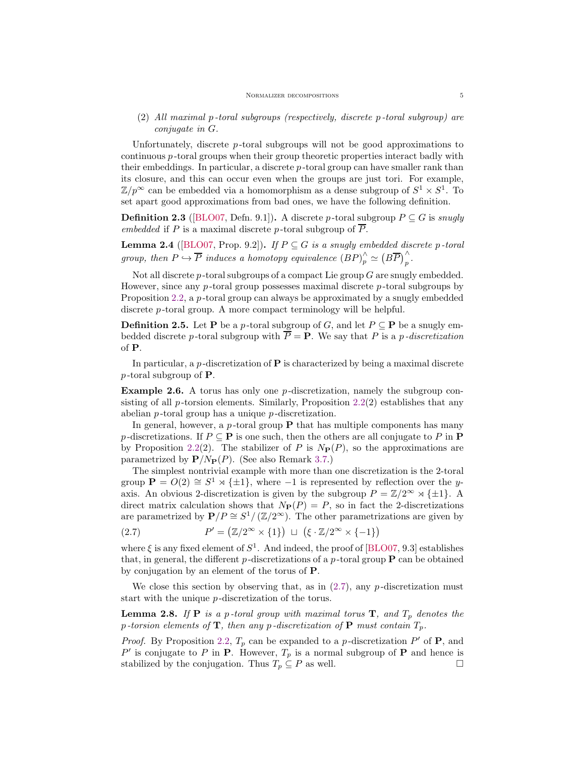(2) *All maximal $p$-toral subgroups (respectively, discrete $p$-toral subgroup) are conjugate in $G$.*

Unfortunately, discrete $p$-toral subgroups will not be good approximations to continuous $p$-toral groups when their group theoretic properties interact badly with their embeddings. In particular, a discrete $p$-toral group can have smaller rank than its closure, and this can occur even when the groups are just tori. For example, $\mathbb{Z}/p^\infty$ can be embedded via a homomorphism as a dense subgroup of $S^1 \times S^1$. To set apart good approximations from bad ones, we have the following definition.

**Definition 2.3** ([BLO07, Defn. 9.1])**.** A discrete $p$-toral subgroup $P \subseteq G$ is *snugly embedded* if $P$ is a maximal discrete $p$-toral subgroup of $\overline{P}$.

**Lemma 2.4** ([BLO07, Prop. 9.2])**.** *If $P \subseteq G$ is a snugly embedded discrete $p$-toral group, then $P \hookrightarrow \overline{P}$ induces a homotopy equivalence $(BP)^\wedge_p \simeq (B\overline{P})^\wedge_p$.*

Not all discrete $p$-toral subgroups of a compact Lie group $G$ are snugly embedded. However, since any $p$-toral group possesses maximal discrete $p$-toral subgroups by Proposition 2.2, a $p$-toral group can always be approximated by a snugly embedded discrete $p$-toral group. A more compact terminology will be helpful.

**Definition 2.5.** Let $\mathbf{P}$ be a $p$-toral subgroup of $G$, and let $P \subseteq \mathbf{P}$ be a snugly embedded discrete $p$-toral subgroup with $\overline{P} = \mathbf{P}$. We say that $P$ is a *$p$-discretization* of $\mathbf{P}$.

In particular, a $p$-discretization of $\mathbf{P}$ is characterized by being a maximal discrete $p$-toral subgroup of $\mathbf{P}$.

**Example 2.6.** A torus has only one $p$-discretization, namely the subgroup consisting of all $p$-torsion elements. Similarly, Proposition 2.2(2) establishes that any abelian $p$-toral group has a unique $p$-discretization.

In general, however, a $p$-toral group $\mathbf{P}$ that has multiple components has many $p$-discretizations. If $P \subseteq \mathbf{P}$ is one such, then the others are all conjugate to $P$ in $\mathbf{P}$ by Proposition 2.2(2). The stabilizer of $P$ is $N_{\mathbf{P}}(P)$, so the approximations are parametrized by $\mathbf{P}/N_{\mathbf{P}}(P)$. (See also Remark 3.7.)

The simplest nontrivial example with more than one discretization is the 2-toral group $\mathbf{P} = O(2) \cong S^1 \rtimes \{\pm 1\}$, where $-1$ is represented by reflection over the $y$-axis. An obvious 2-discretization is given by the subgroup $P = \mathbb{Z}/2^\infty \rtimes \{\pm 1\}$. A direct matrix calculation shows that $N_{\mathbf{P}}(P) = P$, so in fact the 2-discretizations are parametrized by $\mathbf{P}/P \cong S^1/(\mathbb{Z}/2^\infty)$. The other parametrizations are given by

$$P' = \left(\mathbb{Z}/2^\infty \times \{1\}\right) \ \sqcup \ \left(\xi \cdot \mathbb{Z}/2^\infty \times \{-1\}\right) \tag{2.7}$$

where $\xi$ is any fixed element of $S^1$. And indeed, the proof of [BLO07, 9.3] establishes that, in general, the different $p$-discretizations of a $p$-toral group $\mathbf{P}$ can be obtained by conjugation by an element of the torus of $\mathbf{P}$.

We close this section by observing that, as in (2.7), any $p$-discretization must start with the unique $p$-discretization of the torus.

**Lemma 2.8.** *If $\mathbf{P}$ is a $p$-toral group with maximal torus $\mathbf{T}$, and $T_p$ denotes the $p$-torsion elements of $\mathbf{T}$, then any $p$-discretization of $\mathbf{P}$ must contain $T_p$.*

*Proof.* By Proposition 2.2, $T_p$ can be expanded to a $p$-discretization $P'$ of $\mathbf{P}$, and $P'$ is conjugate to $P$ in $\mathbf{P}$. However, $T_p$ is a normal subgroup of $\mathbf{P}$ and hence is stabilized by the conjugation. Thus $T_p \subseteq P$ as well. $\square$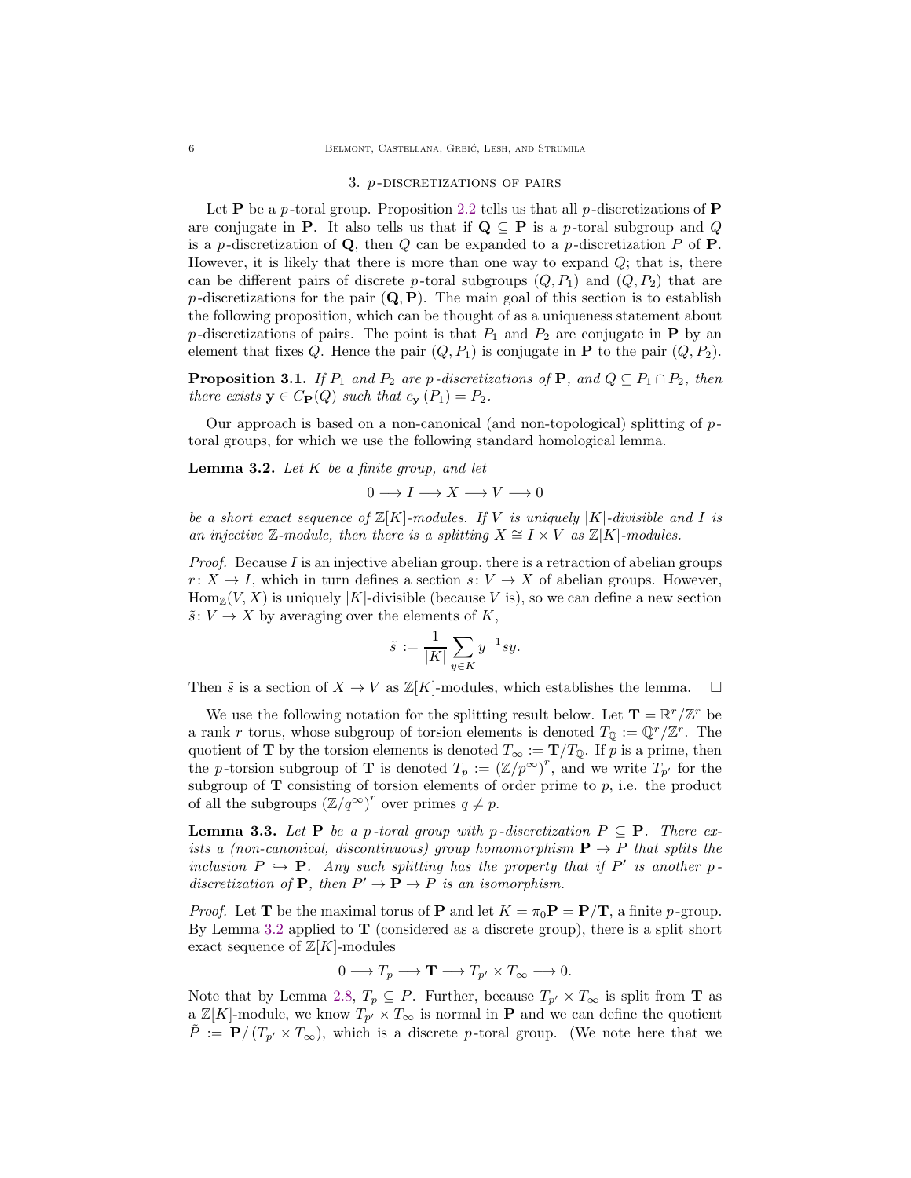## 3. $p$-discretizations of pairs

Let $\mathbf{P}$ be a $p$-toral group. Proposition 2.2 tells us that all $p$-discretizations of $\mathbf{P}$ are conjugate in $\mathbf{P}$. It also tells us that if $\mathbf{Q} \subseteq \mathbf{P}$ is a $p$-toral subgroup and $Q$ is a $p$-discretization of $\mathbf{Q}$, then $Q$ can be expanded to a $p$-discretization $P$ of $\mathbf{P}$. However, it is likely that there is more than one way to expand $Q$; that is, there can be different pairs of discrete $p$-toral subgroups $(Q, P_1)$ and $(Q, P_2)$ that are $p$-discretizations for the pair $(\mathbf{Q}, \mathbf{P})$. The main goal of this section is to establish the following proposition, which can be thought of as a uniqueness statement about $p$-discretizations of pairs. The point is that $P_1$ and $P_2$ are conjugate in $\mathbf{P}$ by an element that fixes $Q$. Hence the pair $(Q, P_1)$ is conjugate in $\mathbf{P}$ to the pair $(Q, P_2)$.

**Proposition 3.1.** *If $P_1$ and $P_2$ are $p$-discretizations of $\mathbf{P}$, and $Q \subseteq P_1 \cap P_2$, then there exists $\mathbf{y} \in C_{\mathbf{P}}(Q)$ such that $c_{\mathbf{y}}(P_1) = P_2$.*

Our approach is based on a non-canonical (and non-topological) splitting of $p$-toral groups, for which we use the following standard homological lemma.

**Lemma 3.2.** *Let $K$ be a finite group, and let*

$$0 \longrightarrow I \longrightarrow X \longrightarrow V \longrightarrow 0$$

*be a short exact sequence of $\mathbb{Z}[K]$-modules. If $V$ is uniquely $|K|$-divisible and $I$ is an injective $\mathbb{Z}$-module, then there is a splitting $X \cong I \times V$ as $\mathbb{Z}[K]$-modules.*

*Proof.* Because $I$ is an injective abelian group, there is a retraction of abelian groups $r\colon X \to I$, which in turn defines a section $s\colon V \to X$ of abelian groups. However, $\mathrm{Hom}_{\mathbb{Z}}(V, X)$ is uniquely $|K|$-divisible (because $V$ is), so we can define a new section $\tilde{s}\colon V \to X$ by averaging over the elements of $K$,

$$\tilde{s} := \frac{1}{|K|} \sum_{y \in K} y^{-1} s y.$$

Then $\tilde{s}$ is a section of $X \to V$ as $\mathbb{Z}[K]$-modules, which establishes the lemma. $\square$

We use the following notation for the splitting result below. Let $\mathbf{T} = \mathbb{R}^r/\mathbb{Z}^r$ be a rank $r$ torus, whose subgroup of torsion elements is denoted $T_{\mathbb{Q}} := \mathbb{Q}^r/\mathbb{Z}^r$. The quotient of $\mathbf{T}$ by the torsion elements is denoted $T_\infty := \mathbf{T}/T_{\mathbb{Q}}$. If $p$ is a prime, then the $p$-torsion subgroup of $\mathbf{T}$ is denoted $T_p := (\mathbb{Z}/p^\infty)^r$, and we write $T_{p'}$ for the subgroup of $\mathbf{T}$ consisting of torsion elements of order prime to $p$, i.e. the product of all the subgroups $(\mathbb{Z}/q^\infty)^r$ over primes $q \neq p$.

**Lemma 3.3.** *Let $\mathbf{P}$ be a $p$-toral group with $p$-discretization $P \subseteq \mathbf{P}$. There exists a (non-canonical, discontinuous) group homomorphism $\mathbf{P} \to P$ that splits the inclusion $P \hookrightarrow \mathbf{P}$. Any such splitting has the property that if $P'$ is another $p$-discretization of $\mathbf{P}$, then $P' \to \mathbf{P} \to P$ is an isomorphism.*

*Proof.* Let $\mathbf{T}$ be the maximal torus of $\mathbf{P}$ and let $K = \pi_0\mathbf{P} = \mathbf{P}/\mathbf{T}$, a finite $p$-group. By Lemma 3.2 applied to $\mathbf{T}$ (considered as a discrete group), there is a split short exact sequence of $\mathbb{Z}[K]$-modules

$$0 \longrightarrow T_p \longrightarrow \mathbf{T} \longrightarrow T_{p'} \times T_\infty \longrightarrow 0.$$

Note that by Lemma 2.8, $T_p \subseteq P$. Further, because $T_{p'} \times T_\infty$ is split from $\mathbf{T}$ as a $\mathbb{Z}[K]$-module, we know $T_{p'} \times T_\infty$ is normal in $\mathbf{P}$ and we can define the quotient $\tilde{P} := \mathbf{P}/(T_{p'} \times T_\infty)$, which is a discrete $p$-toral group. (We note here that we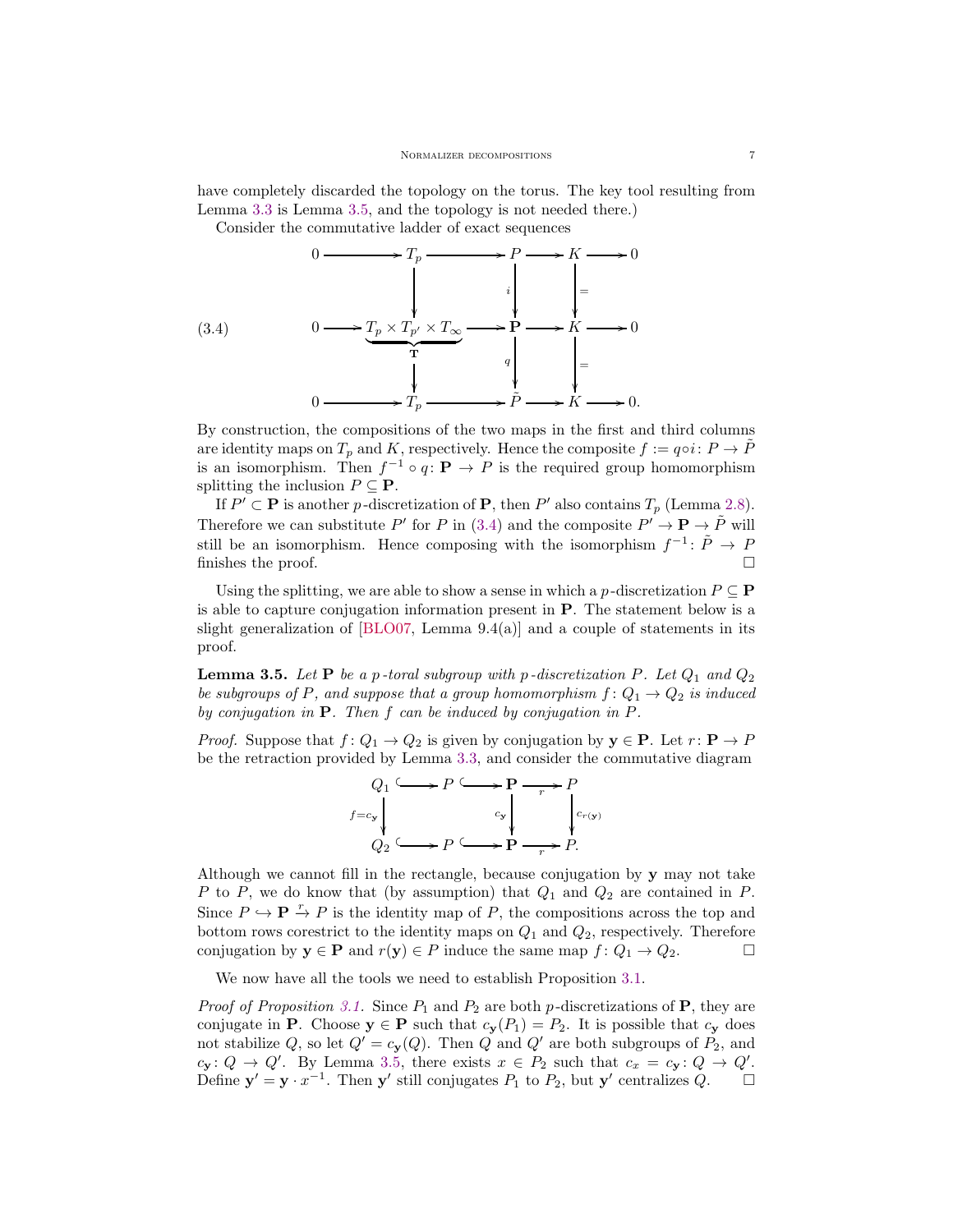have completely discarded the topology on the torus. The key tool resulting from Lemma 3.3 is Lemma 3.5, and the topology is not needed there.)

Consider the commutative ladder of exact sequences

$$
\begin{array}{ccccccccc}
0 & \longrightarrow & T_p & \longrightarrow & P & \longrightarrow & K & \longrightarrow & 0 \\
 & & \downarrow & & \downarrow{\scriptstyle i} & & \|{\scriptstyle =} & & \\
0 & \longrightarrow & \underbrace{T_p \times T_{p'} \times T_\infty}_{\mathbf{T}} & \longrightarrow & \mathbf{P} & \longrightarrow & K & \longrightarrow & 0 \\
 & & \downarrow & & \downarrow{\scriptstyle q} & & \|{\scriptstyle =} & & \\
0 & \longrightarrow & T_p & \longrightarrow & \tilde{P} & \longrightarrow & K & \longrightarrow & 0.
\end{array}
\tag{3.4}
$$

By construction, the compositions of the two maps in the first and third columns are identity maps on $T_p$ and $K$, respectively. Hence the composite $f := q \circ i \colon P \to \tilde{P}$ is an isomorphism. Then $f^{-1} \circ q \colon \mathbf{P} \to P$ is the required group homomorphism splitting the inclusion $P \subseteq \mathbf{P}$.

If $P' \subset \mathbf{P}$ is another $p$-discretization of $\mathbf{P}$, then $P'$ also contains $T_p$ (Lemma 2.8). Therefore we can substitute $P'$ for $P$ in (3.4) and the composite $P' \to \mathbf{P} \to \tilde{P}$ will still be an isomorphism. Hence composing with the isomorphism $f^{-1} \colon \tilde{P} \to P$ finishes the proof. □

Using the splitting, we are able to show a sense in which a $p$-discretization $P \subseteq \mathbf{P}$ is able to capture conjugation information present in $\mathbf{P}$. The statement below is a slight generalization of [BLO07, Lemma 9.4(a)] and a couple of statements in its proof.

**Lemma 3.5.** *Let $\mathbf{P}$ be a $p$-toral subgroup with $p$-discretization $P$. Let $Q_1$ and $Q_2$ be subgroups of $P$, and suppose that a group homomorphism $f \colon Q_1 \to Q_2$ is induced by conjugation in $\mathbf{P}$. Then $f$ can be induced by conjugation in $P$.*

*Proof.* Suppose that $f \colon Q_1 \to Q_2$ is given by conjugation by $\mathbf{y} \in \mathbf{P}$. Let $r \colon \mathbf{P} \to P$ be the retraction provided by Lemma 3.3, and consider the commutative diagram

$$
\begin{array}{ccccccc}
Q_1 & \hookrightarrow & P & \hookrightarrow & \mathbf{P} & \xrightarrow{r} & P \\
\downarrow{\scriptstyle f = c_{\mathbf{y}}} & & & & \downarrow{\scriptstyle c_{\mathbf{y}}} & & \downarrow{\scriptstyle c_{r(\mathbf{y})}} \\
Q_2 & \hookrightarrow & P & \hookrightarrow & \mathbf{P} & \xrightarrow{r} & P.
\end{array}
$$

Although we cannot fill in the rectangle, because conjugation by $\mathbf{y}$ may not take $P$ to $P$, we do know that (by assumption) that $Q_1$ and $Q_2$ are contained in $P$. Since $P \hookrightarrow \mathbf{P} \xrightarrow{r} P$ is the identity map of $P$, the compositions across the top and bottom rows corestrict to the identity maps on $Q_1$ and $Q_2$, respectively. Therefore conjugation by $\mathbf{y} \in \mathbf{P}$ and $r(\mathbf{y}) \in P$ induce the same map $f \colon Q_1 \to Q_2$. □

We now have all the tools we need to establish Proposition 3.1.

*Proof of Proposition 3.1.* Since $P_1$ and $P_2$ are both $p$-discretizations of $\mathbf{P}$, they are conjugate in $\mathbf{P}$. Choose $\mathbf{y} \in \mathbf{P}$ such that $c_{\mathbf{y}}(P_1) = P_2$. It is possible that $c_{\mathbf{y}}$ does not stabilize $Q$, so let $Q' = c_{\mathbf{y}}(Q)$. Then $Q$ and $Q'$ are both subgroups of $P_2$, and $c_{\mathbf{y}} \colon Q \to Q'$. By Lemma 3.5, there exists $x \in P_2$ such that $c_x = c_{\mathbf{y}} \colon Q \to Q'$. Define $\mathbf{y}' = \mathbf{y} \cdot x^{-1}$. Then $\mathbf{y}'$ still conjugates $P_1$ to $P_2$, but $\mathbf{y}'$ centralizes $Q$. □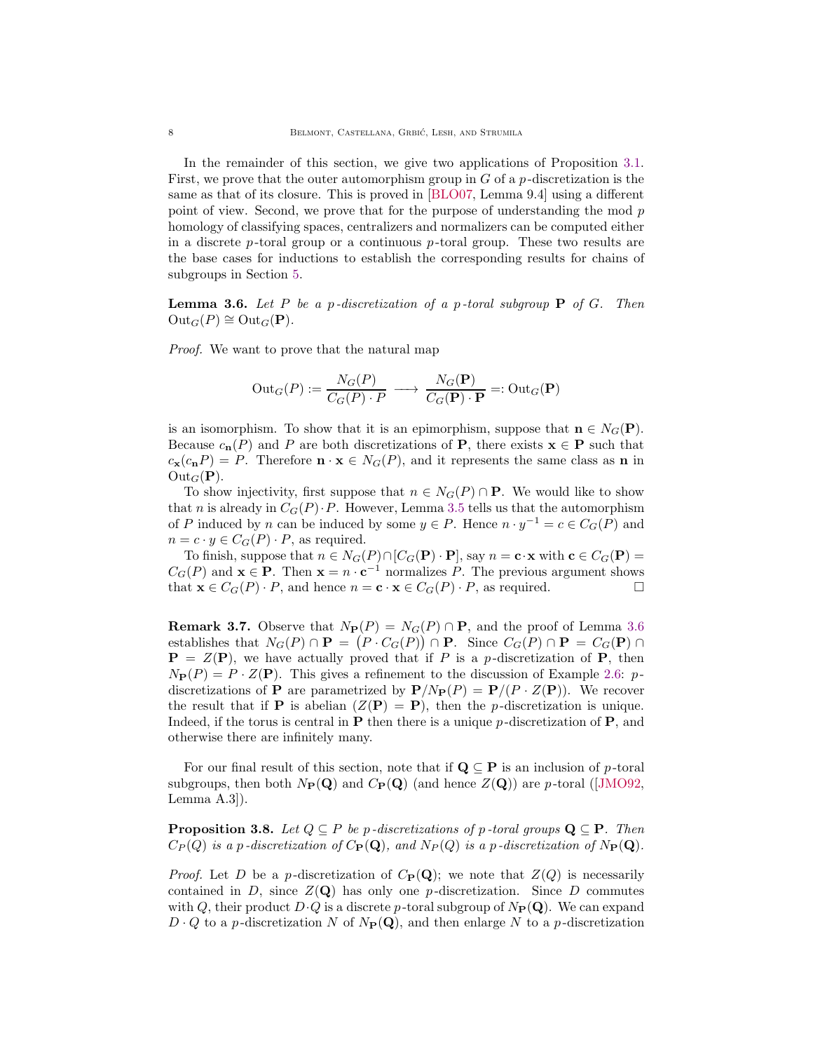In the remainder of this section, we give two applications of Proposition 3.1. First, we prove that the outer automorphism group in $G$ of a $p$-discretization is the same as that of its closure. This is proved in [BLO07, Lemma 9.4] using a different point of view. Second, we prove that for the purpose of understanding the mod $p$ homology of classifying spaces, centralizers and normalizers can be computed either in a discrete $p$-toral group or a continuous $p$-toral group. These two results are the base cases for inductions to establish the corresponding results for chains of subgroups in Section 5.

**Lemma 3.6.** *Let $P$ be a $p$-discretization of a $p$-toral subgroup $\mathbf{P}$ of $G$. Then $\mathrm{Out}_G(P) \cong \mathrm{Out}_G(\mathbf{P})$.*

*Proof.* We want to prove that the natural map

$$\mathrm{Out}_G(P) := \frac{N_G(P)}{C_G(P)\cdot P} \longrightarrow \frac{N_G(\mathbf{P})}{C_G(\mathbf{P})\cdot \mathbf{P}} =: \mathrm{Out}_G(\mathbf{P})$$

is an isomorphism. To show that it is an epimorphism, suppose that $\mathbf{n} \in N_G(\mathbf{P})$. Because $c_{\mathbf{n}}(P)$ and $P$ are both discretizations of $\mathbf{P}$, there exists $\mathbf{x} \in \mathbf{P}$ such that $c_{\mathbf{x}}(c_{\mathbf{n}}P) = P$. Therefore $\mathbf{n}\cdot\mathbf{x} \in N_G(P)$, and it represents the same class as $\mathbf{n}$ in $\mathrm{Out}_G(\mathbf{P})$.

To show injectivity, first suppose that $n \in N_G(P) \cap \mathbf{P}$. We would like to show that $n$ is already in $C_G(P)\cdot P$. However, Lemma 3.5 tells us that the automorphism of $P$ induced by $n$ can be induced by some $y \in P$. Hence $n \cdot y^{-1} = c \in C_G(P)$ and $n = c \cdot y \in C_G(P)\cdot P$, as required.

To finish, suppose that $n \in N_G(P) \cap [C_G(\mathbf{P})\cdot \mathbf{P}]$, say $n = \mathbf{c}\cdot\mathbf{x}$ with $\mathbf{c} \in C_G(\mathbf{P}) = C_G(P)$ and $\mathbf{x} \in \mathbf{P}$. Then $\mathbf{x} = n\cdot \mathbf{c}^{-1}$ normalizes $P$. The previous argument shows that $\mathbf{x} \in C_G(P)\cdot P$, and hence $n = \mathbf{c}\cdot\mathbf{x} \in C_G(P)\cdot P$, as required. □

**Remark 3.7.** Observe that $N_{\mathbf{P}}(P) = N_G(P) \cap \mathbf{P}$, and the proof of Lemma 3.6 establishes that $N_G(P) \cap \mathbf{P} = \big(P \cdot C_G(P)\big) \cap \mathbf{P}$. Since $C_G(P) \cap \mathbf{P} = C_G(\mathbf{P}) \cap \mathbf{P} = Z(\mathbf{P})$, we have actually proved that if $P$ is a $p$-discretization of $\mathbf{P}$, then $N_{\mathbf{P}}(P) = P \cdot Z(\mathbf{P})$. This gives a refinement to the discussion of Example 2.6: $p$-discretizations of $\mathbf{P}$ are parametrized by $\mathbf{P}/N_{\mathbf{P}}(P) = \mathbf{P}/(P\cdot Z(\mathbf{P}))$. We recover the result that if $\mathbf{P}$ is abelian ($Z(\mathbf{P}) = \mathbf{P}$), then the $p$-discretization is unique. Indeed, if the torus is central in $\mathbf{P}$ then there is a unique $p$-discretization of $\mathbf{P}$, and otherwise there are infinitely many.

For our final result of this section, note that if $\mathbf{Q} \subseteq \mathbf{P}$ is an inclusion of $p$-toral subgroups, then both $N_{\mathbf{P}}(\mathbf{Q})$ and $C_{\mathbf{P}}(\mathbf{Q})$ (and hence $Z(\mathbf{Q})$) are $p$-toral ([JMO92, Lemma A.3]).

**Proposition 3.8.** *Let $Q \subseteq P$ be $p$-discretizations of $p$-toral groups $\mathbf{Q} \subseteq \mathbf{P}$. Then $C_P(Q)$ is a $p$-discretization of $C_{\mathbf{P}}(\mathbf{Q})$, and $N_P(Q)$ is a $p$-discretization of $N_{\mathbf{P}}(\mathbf{Q})$.*

*Proof.* Let $D$ be a $p$-discretization of $C_{\mathbf{P}}(\mathbf{Q})$; we note that $Z(Q)$ is necessarily contained in $D$, since $Z(\mathbf{Q})$ has only one $p$-discretization. Since $D$ commutes with $Q$, their product $D\cdot Q$ is a discrete $p$-toral subgroup of $N_{\mathbf{P}}(\mathbf{Q})$. We can expand $D\cdot Q$ to a $p$-discretization $N$ of $N_{\mathbf{P}}(\mathbf{Q})$, and then enlarge $N$ to a $p$-discretization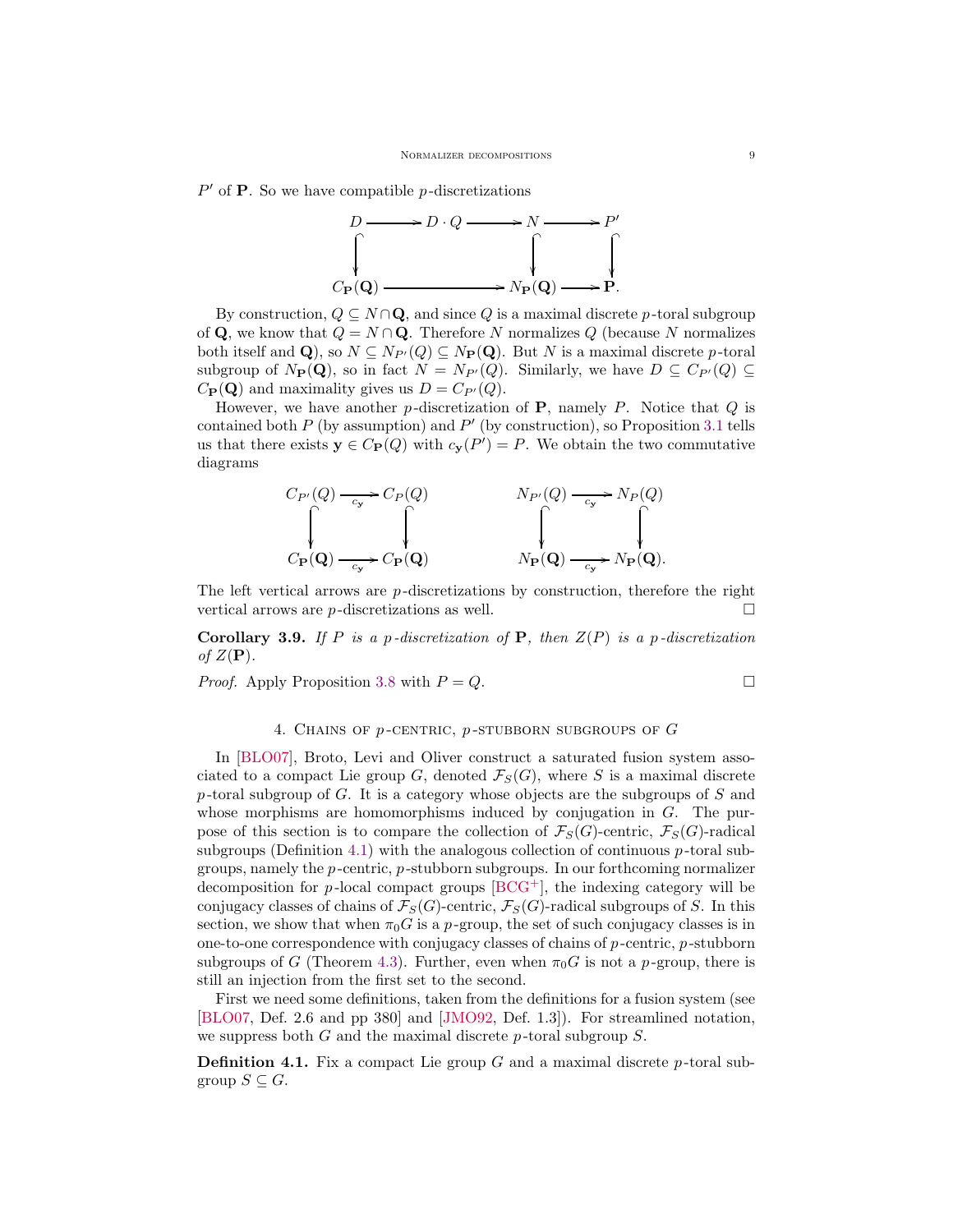$P'$ of $\mathbf{P}$. So we have compatible $p$-discretizations

$$\begin{array}{ccccccc}
D & \longrightarrow & D\cdot Q & \longrightarrow & N & \longrightarrow & P' \\
\downarrow & & & & \downarrow & & \downarrow \\
C_{\mathbf{P}}(\mathbf{Q}) & & \longrightarrow & & N_{\mathbf{P}}(\mathbf{Q}) & \longrightarrow & \mathbf{P}.
\end{array}$$

By construction, $Q \subseteq N \cap \mathbf{Q}$, and since $Q$ is a maximal discrete $p$-toral subgroup of $\mathbf{Q}$, we know that $Q = N \cap \mathbf{Q}$. Therefore $N$ normalizes $Q$ (because $N$ normalizes both itself and $\mathbf{Q}$), so $N \subseteq N_{P'}(Q) \subseteq N_{\mathbf{P}}(\mathbf{Q})$. But $N$ is a maximal discrete $p$-toral subgroup of $N_{\mathbf{P}}(\mathbf{Q})$, so in fact $N = N_{P'}(Q)$. Similarly, we have $D \subseteq C_{P'}(Q) \subseteq C_{\mathbf{P}}(\mathbf{Q})$ and maximality gives us $D = C_{P'}(Q)$.

However, we have another $p$-discretization of $\mathbf{P}$, namely $P$. Notice that $Q$ is contained both $P$ (by assumption) and $P'$ (by construction), so Proposition 3.1 tells us that there exists $\mathbf{y} \in C_{\mathbf{P}}(Q)$ with $c_{\mathbf{y}}(P') = P$. We obtain the two commutative diagrams

$$\begin{array}{ccc}
C_{P'}(Q) & \xrightarrow{c_{\mathbf{y}}} & C_P(Q) \\
\downarrow & & \downarrow \\
C_{\mathbf{P}}(\mathbf{Q}) & \xrightarrow{c_{\mathbf{y}}} & C_{\mathbf{P}}(\mathbf{Q})
\end{array}
\qquad\qquad
\begin{array}{ccc}
N_{P'}(Q) & \xrightarrow{c_{\mathbf{y}}} & N_P(Q) \\
\downarrow & & \downarrow \\
N_{\mathbf{P}}(\mathbf{Q}) & \xrightarrow{c_{\mathbf{y}}} & N_{\mathbf{P}}(\mathbf{Q}).
\end{array}$$

The left vertical arrows are $p$-discretizations by construction, therefore the right vertical arrows are $p$-discretizations as well. □

**Corollary 3.9.** *If $P$ is a $p$-discretization of $\mathbf{P}$, then $Z(P)$ is a $p$-discretization of $Z(\mathbf{P})$.*

*Proof.* Apply Proposition 3.8 with $P = Q$. □

## 4. Chains of $p$-centric, $p$-stubborn subgroups of $G$

In [BLO07], Broto, Levi and Oliver construct a saturated fusion system associated to a compact Lie group $G$, denoted $\mathcal{F}_S(G)$, where $S$ is a maximal discrete $p$-toral subgroup of $G$. It is a category whose objects are the subgroups of $S$ and whose morphisms are homomorphisms induced by conjugation in $G$. The purpose of this section is to compare the collection of $\mathcal{F}_S(G)$-centric, $\mathcal{F}_S(G)$-radical subgroups (Definition 4.1) with the analogous collection of continuous $p$-toral subgroups, namely the $p$-centric, $p$-stubborn subgroups. In our forthcoming normalizer decomposition for $p$-local compact groups [BCG+], the indexing category will be conjugacy classes of chains of $\mathcal{F}_S(G)$-centric, $\mathcal{F}_S(G)$-radical subgroups of $S$. In this section, we show that when $\pi_0 G$ is a $p$-group, the set of such conjugacy classes is in one-to-one correspondence with conjugacy classes of chains of $p$-centric, $p$-stubborn subgroups of $G$ (Theorem 4.3). Further, even when $\pi_0 G$ is not a $p$-group, there is still an injection from the first set to the second.

First we need some definitions, taken from the definitions for a fusion system (see [BLO07, Def. 2.6 and pp 380] and [JMO92, Def. 1.3]). For streamlined notation, we suppress both $G$ and the maximal discrete $p$-toral subgroup $S$.

**Definition 4.1.** Fix a compact Lie group $G$ and a maximal discrete $p$-toral subgroup $S \subseteq G$.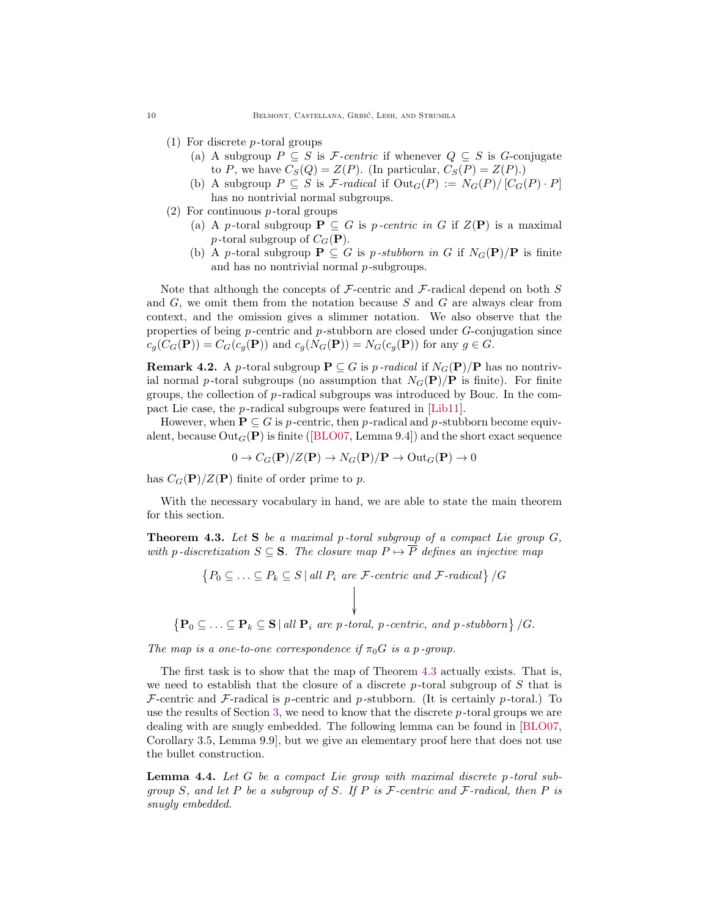(1) For discrete $p$-toral groups
   (a) A subgroup $P \subseteq S$ is *$\mathcal{F}$-centric* if whenever $Q \subseteq S$ is $G$-conjugate to $P$, we have $C_S(Q) = Z(P)$. (In particular, $C_S(P) = Z(P)$.)
   (b) A subgroup $P \subseteq S$ is *$\mathcal{F}$-radical* if $\mathrm{Out}_G(P) := N_G(P)/\left[C_G(P) \cdot P\right]$ has no nontrivial normal subgroups.
(2) For continuous $p$-toral groups
   (a) A $p$-toral subgroup $\mathbf{P} \subseteq G$ is *$p$-centric in $G$* if $Z(\mathbf{P})$ is a maximal $p$-toral subgroup of $C_G(\mathbf{P})$.
   (b) A $p$-toral subgroup $\mathbf{P} \subseteq G$ is *$p$-stubborn in $G$* if $N_G(\mathbf{P})/\mathbf{P}$ is finite and has no nontrivial normal $p$-subgroups.

Note that although the concepts of $\mathcal{F}$-centric and $\mathcal{F}$-radical depend on both $S$ and $G$, we omit them from the notation because $S$ and $G$ are always clear from context, and the omission gives a slimmer notation. We also observe that the properties of being $p$-centric and $p$-stubborn are closed under $G$-conjugation since $c_g(C_G(\mathbf{P})) = C_G(c_g(\mathbf{P}))$ and $c_g(N_G(\mathbf{P})) = N_G(c_g(\mathbf{P}))$ for any $g \in G$.

**Remark 4.2.** A $p$-toral subgroup $\mathbf{P} \subseteq G$ is *$p$-radical* if $N_G(\mathbf{P})/\mathbf{P}$ has no nontrivial normal $p$-toral subgroups (no assumption that $N_G(\mathbf{P})/\mathbf{P}$ is finite). For finite groups, the collection of $p$-radical subgroups was introduced by Bouc. In the compact Lie case, the $p$-radical subgroups were featured in [Lib11].

However, when $\mathbf{P} \subseteq G$ is $p$-centric, then $p$-radical and $p$-stubborn become equivalent, because $\mathrm{Out}_G(\mathbf{P})$ is finite ([BLO07, Lemma 9.4]) and the short exact sequence

$$0 \to C_G(\mathbf{P})/Z(\mathbf{P}) \to N_G(\mathbf{P})/\mathbf{P} \to \mathrm{Out}_G(\mathbf{P}) \to 0$$

has $C_G(\mathbf{P})/Z(\mathbf{P})$ finite of order prime to $p$.

With the necessary vocabulary in hand, we are able to state the main theorem for this section.

**Theorem 4.3.** *Let $\mathbf{S}$ be a maximal $p$-toral subgroup of a compact Lie group $G$, with $p$-discretization $S \subseteq \mathbf{S}$. The closure map $P \mapsto \overline{P}$ defines an injective map*

$$\left\{P_0 \subseteq \ldots \subseteq P_k \subseteq S \,|\, \text{all } P_i \text{ are } \mathcal{F}\text{-centric and } \mathcal{F}\text{-radical}\right\}/G$$
$$\Big\downarrow$$
$$\left\{\mathbf{P}_0 \subseteq \ldots \subseteq \mathbf{P}_k \subseteq \mathbf{S} \,|\, \text{all } \mathbf{P}_i \text{ are } p\text{-toral, } p\text{-centric, and } p\text{-stubborn}\right\}/G.$$

*The map is a one-to-one correspondence if $\pi_0 G$ is a $p$-group.*

The first task is to show that the map of Theorem 4.3 actually exists. That is, we need to establish that the closure of a discrete $p$-toral subgroup of $S$ that is $\mathcal{F}$-centric and $\mathcal{F}$-radical is $p$-centric and $p$-stubborn. (It is certainly $p$-toral.) To use the results of Section 3, we need to know that the discrete $p$-toral groups we are dealing with are snugly embedded. The following lemma can be found in [BLO07, Corollary 3.5, Lemma 9.9], but we give an elementary proof here that does not use the bullet construction.

**Lemma 4.4.** *Let $G$ be a compact Lie group with maximal discrete $p$-toral subgroup $S$, and let $P$ be a subgroup of $S$. If $P$ is $\mathcal{F}$-centric and $\mathcal{F}$-radical, then $P$ is snugly embedded.*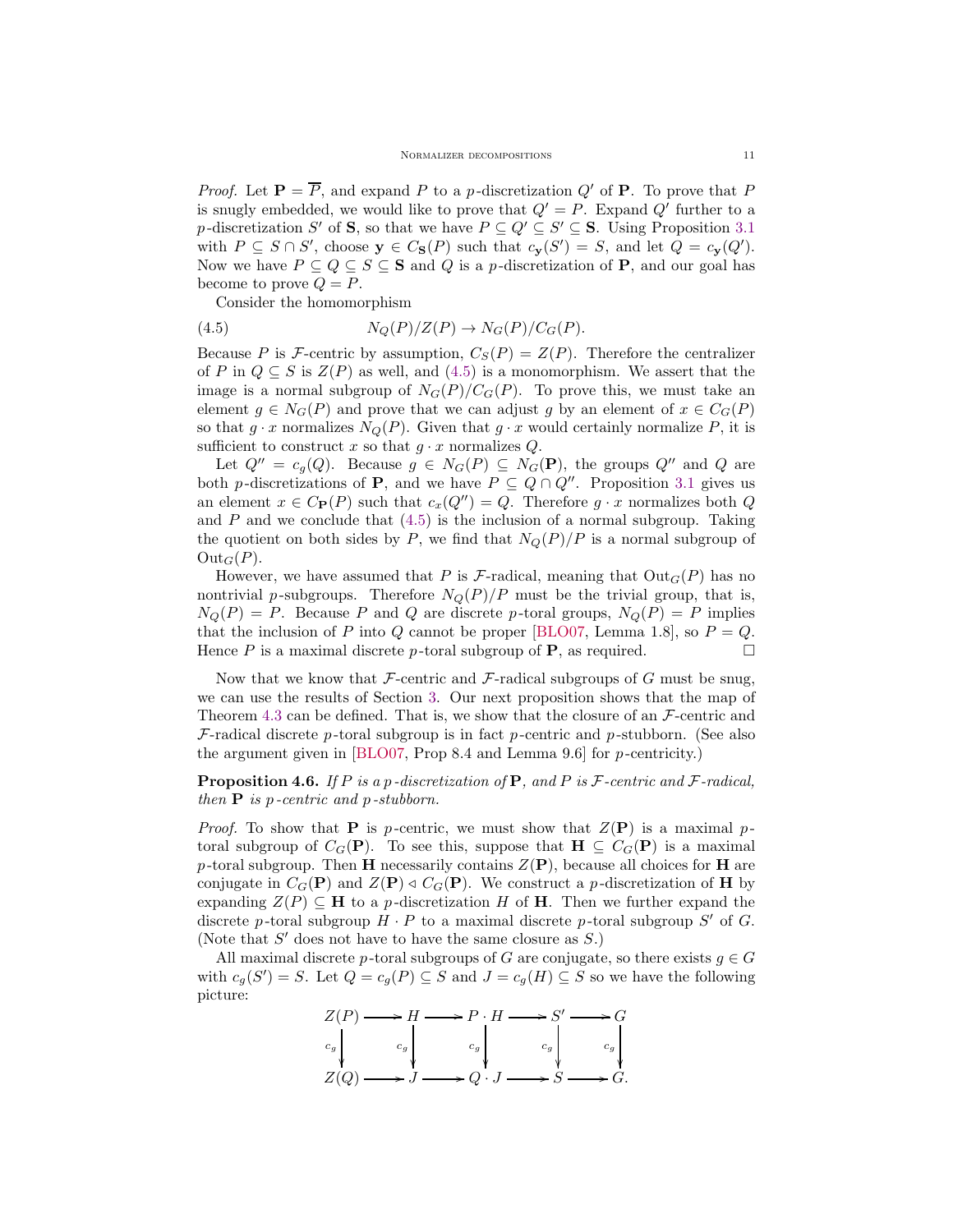*Proof.* Let $\mathbf{P} = \overline{P}$, and expand $P$ to a $p$-discretization $Q'$ of $\mathbf{P}$. To prove that $P$ is snugly embedded, we would like to prove that $Q' = P$. Expand $Q'$ further to a $p$-discretization $S'$ of $\mathbf{S}$, so that we have $P \subseteq Q' \subseteq S' \subseteq \mathbf{S}$. Using Proposition 3.1 with $P \subseteq S \cap S'$, choose $\mathbf{y} \in C_{\mathbf{S}}(P)$ such that $c_{\mathbf{y}}(S') = S$, and let $Q = c_{\mathbf{y}}(Q')$. Now we have $P \subseteq Q \subseteq S \subseteq \mathbf{S}$ and $Q$ is a $p$-discretization of $\mathbf{P}$, and our goal has become to prove $Q = P$.

Consider the homomorphism

$$N_Q(P)/Z(P) \to N_G(P)/C_G(P). \tag{4.5}$$

Because $P$ is $\mathcal{F}$-centric by assumption, $C_S(P) = Z(P)$. Therefore the centralizer of $P$ in $Q \subseteq S$ is $Z(P)$ as well, and (4.5) is a monomorphism. We assert that the image is a normal subgroup of $N_G(P)/C_G(P)$. To prove this, we must take an element $g \in N_G(P)$ and prove that we can adjust $g$ by an element of $x \in C_G(P)$ so that $g \cdot x$ normalizes $N_Q(P)$. Given that $g \cdot x$ would certainly normalize $P$, it is sufficient to construct $x$ so that $g \cdot x$ normalizes $Q$.

Let $Q'' = c_g(Q)$. Because $g \in N_G(P) \subseteq N_G(\mathbf{P})$, the groups $Q''$ and $Q$ are both $p$-discretizations of $\mathbf{P}$, and we have $P \subseteq Q \cap Q''$. Proposition 3.1 gives us an element $x \in C_{\mathbf{P}}(P)$ such that $c_x(Q'') = Q$. Therefore $g \cdot x$ normalizes both $Q$ and $P$ and we conclude that (4.5) is the inclusion of a normal subgroup. Taking the quotient on both sides by $P$, we find that $N_Q(P)/P$ is a normal subgroup of $\mathrm{Out}_G(P)$.

However, we have assumed that $P$ is $\mathcal{F}$-radical, meaning that $\mathrm{Out}_G(P)$ has no nontrivial $p$-subgroups. Therefore $N_Q(P)/P$ must be the trivial group, that is, $N_Q(P) = P$. Because $P$ and $Q$ are discrete $p$-toral groups, $N_Q(P) = P$ implies that the inclusion of $P$ into $Q$ cannot be proper [BLO07, Lemma 1.8], so $P = Q$. Hence $P$ is a maximal discrete $p$-toral subgroup of $\mathbf{P}$, as required. $\square$

Now that we know that $\mathcal{F}$-centric and $\mathcal{F}$-radical subgroups of $G$ must be snug, we can use the results of Section 3. Our next proposition shows that the map of Theorem 4.3 can be defined. That is, we show that the closure of an $\mathcal{F}$-centric and $\mathcal{F}$-radical discrete $p$-toral subgroup is in fact $p$-centric and $p$-stubborn. (See also the argument given in [BLO07, Prop 8.4 and Lemma 9.6] for $p$-centricity.)

**Proposition 4.6.** *If $P$ is a $p$-discretization of $\mathbf{P}$, and $P$ is $\mathcal{F}$-centric and $\mathcal{F}$-radical, then $\mathbf{P}$ is $p$-centric and $p$-stubborn.*

*Proof.* To show that $\mathbf{P}$ is $p$-centric, we must show that $Z(\mathbf{P})$ is a maximal $p$-toral subgroup of $C_G(\mathbf{P})$. To see this, suppose that $\mathbf{H} \subseteq C_G(\mathbf{P})$ is a maximal $p$-toral subgroup. Then $\mathbf{H}$ necessarily contains $Z(\mathbf{P})$, because all choices for $\mathbf{H}$ are conjugate in $C_G(\mathbf{P})$ and $Z(\mathbf{P}) \triangleleft C_G(\mathbf{P})$. We construct a $p$-discretization of $\mathbf{H}$ by expanding $Z(P) \subseteq \mathbf{H}$ to a $p$-discretization $H$ of $\mathbf{H}$. Then we further expand the discrete $p$-toral subgroup $H \cdot P$ to a maximal discrete $p$-toral subgroup $S'$ of $G$. (Note that $S'$ does not have to have the same closure as $S$.)

All maximal discrete $p$-toral subgroups of $G$ are conjugate, so there exists $g \in G$ with $c_g(S') = S$. Let $Q = c_g(P) \subseteq S$ and $J = c_g(H) \subseteq S$ so we have the following picture:

$$\begin{array}{ccccccccc}
Z(P) & \longrightarrow & H & \longrightarrow & P \cdot H & \longrightarrow & S' & \longrightarrow & G \\
\downarrow{\scriptstyle c_g} & & \downarrow{\scriptstyle c_g} & & \downarrow{\scriptstyle c_g} & & \downarrow{\scriptstyle c_g} & & \downarrow{\scriptstyle c_g} \\
Z(Q) & \longrightarrow & J & \longrightarrow & Q \cdot J & \longrightarrow & S & \longrightarrow & G.
\end{array}$$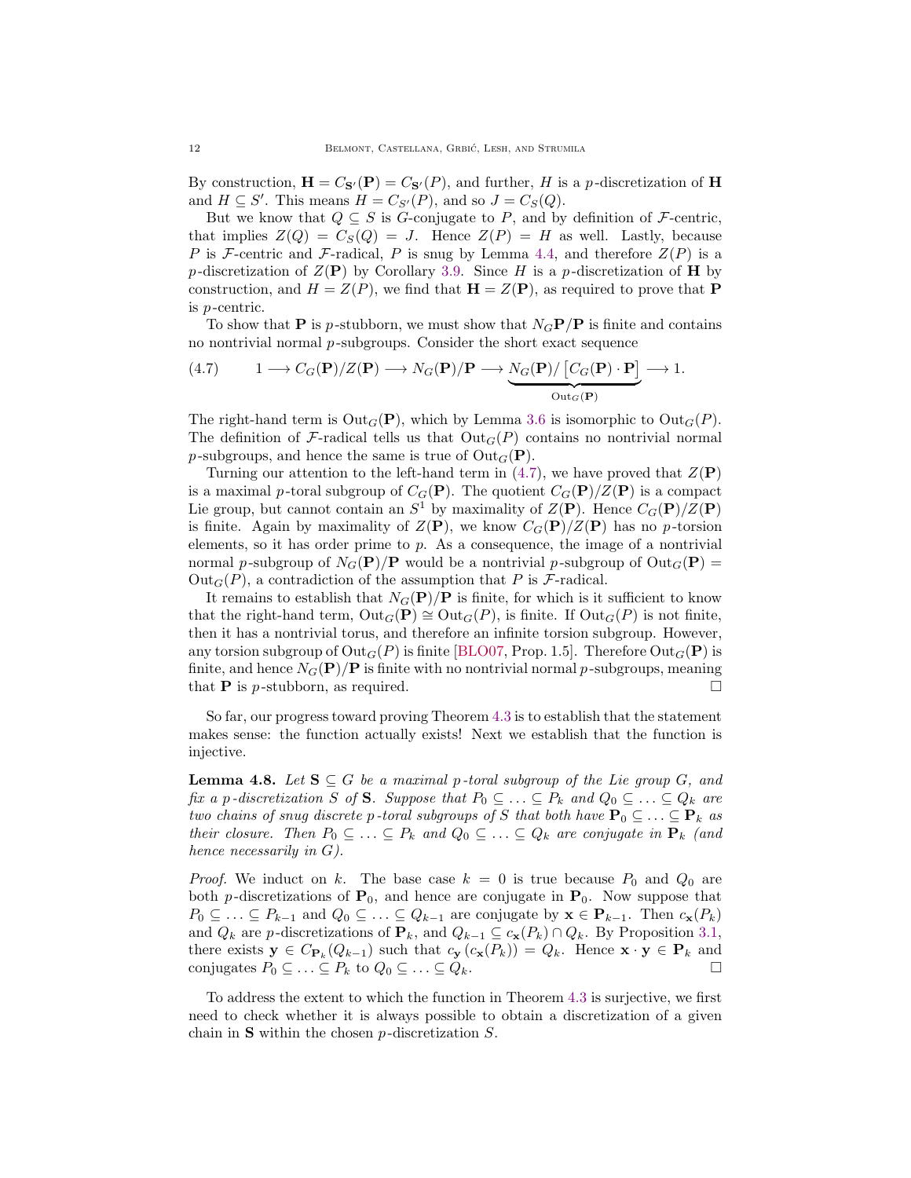By construction, $\mathbf{H} = C_{\mathbf{S}'}(\mathbf{P}) = C_{\mathbf{S}'}(P)$, and further, $H$ is a $p$-discretization of $\mathbf{H}$ and $H \subseteq S'$. This means $H = C_{S'}(P)$, and so $J = C_S(Q)$.

But we know that $Q \subseteq S$ is $G$-conjugate to $P$, and by definition of $\mathcal{F}$-centric, that implies $Z(Q) = C_S(Q) = J$. Hence $Z(P) = H$ as well. Lastly, because $P$ is $\mathcal{F}$-centric and $\mathcal{F}$-radical, $P$ is snug by Lemma 4.4, and therefore $Z(P)$ is a $p$-discretization of $Z(\mathbf{P})$ by Corollary 3.9. Since $H$ is a $p$-discretization of $\mathbf{H}$ by construction, and $H = Z(P)$, we find that $\mathbf{H} = Z(\mathbf{P})$, as required to prove that $\mathbf{P}$ is $p$-centric.

To show that $\mathbf{P}$ is $p$-stubborn, we must show that $N_G\mathbf{P}/\mathbf{P}$ is finite and contains no nontrivial normal $p$-subgroups. Consider the short exact sequence

$$1 \longrightarrow C_G(\mathbf{P})/Z(\mathbf{P}) \longrightarrow N_G(\mathbf{P})/\mathbf{P} \longrightarrow \underbrace{N_G(\mathbf{P})/\left[C_G(\mathbf{P}) \cdot \mathbf{P}\right]}_{\mathrm{Out}_G(\mathbf{P})} \longrightarrow 1. \tag{4.7}$$

The right-hand term is $\mathrm{Out}_G(\mathbf{P})$, which by Lemma 3.6 is isomorphic to $\mathrm{Out}_G(P)$. The definition of $\mathcal{F}$-radical tells us that $\mathrm{Out}_G(P)$ contains no nontrivial normal $p$-subgroups, and hence the same is true of $\mathrm{Out}_G(\mathbf{P})$.

Turning our attention to the left-hand term in (4.7), we have proved that $Z(\mathbf{P})$ is a maximal $p$-toral subgroup of $C_G(\mathbf{P})$. The quotient $C_G(\mathbf{P})/Z(\mathbf{P})$ is a compact Lie group, but cannot contain an $S^1$ by maximality of $Z(\mathbf{P})$. Hence $C_G(\mathbf{P})/Z(\mathbf{P})$ is finite. Again by maximality of $Z(\mathbf{P})$, we know $C_G(\mathbf{P})/Z(\mathbf{P})$ has no $p$-torsion elements, so it has order prime to $p$. As a consequence, the image of a nontrivial normal $p$-subgroup of $N_G(\mathbf{P})/\mathbf{P}$ would be a nontrivial $p$-subgroup of $\mathrm{Out}_G(\mathbf{P}) = \mathrm{Out}_G(P)$, a contradiction of the assumption that $P$ is $\mathcal{F}$-radical.

It remains to establish that $N_G(\mathbf{P})/\mathbf{P}$ is finite, for which is it sufficient to know that the right-hand term, $\mathrm{Out}_G(\mathbf{P}) \cong \mathrm{Out}_G(P)$, is finite. If $\mathrm{Out}_G(P)$ is not finite, then it has a nontrivial torus, and therefore an infinite torsion subgroup. However, any torsion subgroup of $\mathrm{Out}_G(P)$ is finite [BLO07, Prop. 1.5]. Therefore $\mathrm{Out}_G(\mathbf{P})$ is finite, and hence $N_G(\mathbf{P})/\mathbf{P}$ is finite with no nontrivial normal $p$-subgroups, meaning that $\mathbf{P}$ is $p$-stubborn, as required. $\square$

So far, our progress toward proving Theorem 4.3 is to establish that the statement makes sense: the function actually exists! Next we establish that the function is injective.

**Lemma 4.8.** *Let $\mathbf{S} \subseteq G$ be a maximal $p$-toral subgroup of the Lie group $G$, and fix a $p$-discretization $S$ of $\mathbf{S}$. Suppose that $P_0 \subseteq \ldots \subseteq P_k$ and $Q_0 \subseteq \ldots \subseteq Q_k$ are two chains of snug discrete $p$-toral subgroups of $S$ that both have $\mathbf{P}_0 \subseteq \ldots \subseteq \mathbf{P}_k$ as their closure. Then $P_0 \subseteq \ldots \subseteq P_k$ and $Q_0 \subseteq \ldots \subseteq Q_k$ are conjugate in $\mathbf{P}_k$ (and hence necessarily in $G$).*

*Proof.* We induct on $k$. The base case $k = 0$ is true because $P_0$ and $Q_0$ are both $p$-discretizations of $\mathbf{P}_0$, and hence are conjugate in $\mathbf{P}_0$. Now suppose that $P_0 \subseteq \ldots \subseteq P_{k-1}$ and $Q_0 \subseteq \ldots \subseteq Q_{k-1}$ are conjugate by $\mathbf{x} \in \mathbf{P}_{k-1}$. Then $c_{\mathbf{x}}(P_k)$ and $Q_k$ are $p$-discretizations of $\mathbf{P}_k$, and $Q_{k-1} \subseteq c_{\mathbf{x}}(P_k) \cap Q_k$. By Proposition 3.1, there exists $\mathbf{y} \in C_{\mathbf{P}_k}(Q_{k-1})$ such that $c_{\mathbf{y}}\left(c_{\mathbf{x}}(P_k)\right) = Q_k$. Hence $\mathbf{x} \cdot \mathbf{y} \in \mathbf{P}_k$ and conjugates $P_0 \subseteq \ldots \subseteq P_k$ to $Q_0 \subseteq \ldots \subseteq Q_k$. $\square$

To address the extent to which the function in Theorem 4.3 is surjective, we first need to check whether it is always possible to obtain a discretization of a given chain in $\mathbf{S}$ within the chosen $p$-discretization $S$.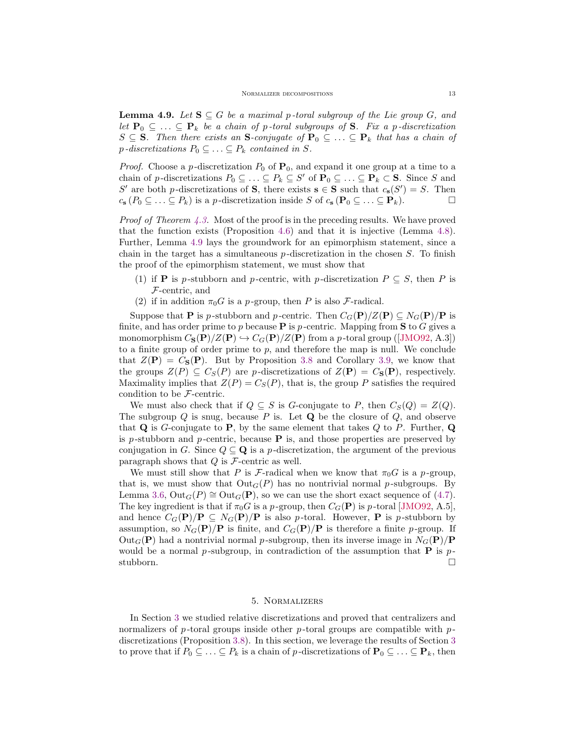**Lemma 4.9.** *Let $\mathbf{S} \subseteq G$ be a maximal $p$-toral subgroup of the Lie group $G$, and let $\mathbf{P}_0 \subseteq \ldots \subseteq \mathbf{P}_k$ be a chain of $p$-toral subgroups of $\mathbf{S}$. Fix a $p$-discretization $S \subseteq \mathbf{S}$. Then there exists an $\mathbf{S}$-conjugate of $\mathbf{P}_0 \subseteq \ldots \subseteq \mathbf{P}_k$ that has a chain of $p$-discretizations $P_0 \subseteq \ldots \subseteq P_k$ contained in $S$.*

*Proof.* Choose a $p$-discretization $P_0$ of $\mathbf{P}_0$, and expand it one group at a time to a chain of $p$-discretizations $P_0 \subseteq \ldots \subseteq P_k \subseteq S'$ of $\mathbf{P}_0 \subseteq \ldots \subseteq \mathbf{P}_k \subset \mathbf{S}$. Since $S$ and $S'$ are both $p$-discretizations of $\mathbf{S}$, there exists $\mathbf{s} \in \mathbf{S}$ such that $c_{\mathbf{s}}(S') = S$. Then $c_{\mathbf{s}}(P_0 \subseteq \ldots \subseteq P_k)$ is a $p$-discretization inside $S$ of $c_{\mathbf{s}}(\mathbf{P}_0 \subseteq \ldots \subseteq \mathbf{P}_k)$. □

*Proof of Theorem 4.3.* Most of the proof is in the preceding results. We have proved that the function exists (Proposition 4.6) and that it is injective (Lemma 4.8). Further, Lemma 4.9 lays the groundwork for an epimorphism statement, since a chain in the target has a simultaneous $p$-discretization in the chosen $S$. To finish the proof of the epimorphism statement, we must show that

1. if $\mathbf{P}$ is $p$-stubborn and $p$-centric, with $p$-discretization $P \subseteq S$, then $P$ is $\mathcal{F}$-centric, and
2. if in addition $\pi_0 G$ is a $p$-group, then $P$ is also $\mathcal{F}$-radical.

Suppose that $\mathbf{P}$ is $p$-stubborn and $p$-centric. Then $C_G(\mathbf{P})/Z(\mathbf{P}) \subseteq N_G(\mathbf{P})/\mathbf{P}$ is finite, and has order prime to $p$ because $\mathbf{P}$ is $p$-centric. Mapping from $\mathbf{S}$ to $G$ gives a monomorphism $C_{\mathbf{S}}(\mathbf{P})/Z(\mathbf{P}) \hookrightarrow C_G(\mathbf{P})/Z(\mathbf{P})$ from a $p$-toral group ([JMO92, A.3]) to a finite group of order prime to $p$, and therefore the map is null. We conclude that $Z(\mathbf{P}) = C_{\mathbf{S}}(\mathbf{P})$. But by Proposition 3.8 and Corollary 3.9, we know that the groups $Z(P) \subseteq C_S(P)$ are $p$-discretizations of $Z(\mathbf{P}) = C_{\mathbf{S}}(\mathbf{P})$, respectively. Maximality implies that $Z(P) = C_S(P)$, that is, the group $P$ satisfies the required condition to be $\mathcal{F}$-centric.

We must also check that if $Q \subseteq S$ is $G$-conjugate to $P$, then $C_S(Q) = Z(Q)$. The subgroup $Q$ is snug, because $P$ is. Let $\mathbf{Q}$ be the closure of $Q$, and observe that $\mathbf{Q}$ is $G$-conjugate to $\mathbf{P}$, by the same element that takes $Q$ to $P$. Further, $\mathbf{Q}$ is $p$-stubborn and $p$-centric, because $\mathbf{P}$ is, and those properties are preserved by conjugation in $G$. Since $Q \subseteq \mathbf{Q}$ is a $p$-discretization, the argument of the previous paragraph shows that $Q$ is $\mathcal{F}$-centric as well.

We must still show that $P$ is $\mathcal{F}$-radical when we know that $\pi_0 G$ is a $p$-group, that is, we must show that $\mathrm{Out}_G(P)$ has no nontrivial normal $p$-subgroups. By Lemma 3.6, $\mathrm{Out}_G(P) \cong \mathrm{Out}_G(\mathbf{P})$, so we can use the short exact sequence of (4.7). The key ingredient is that if $\pi_0 G$ is a $p$-group, then $C_G(\mathbf{P})$ is $p$-toral [JMO92, A.5], and hence $C_G(\mathbf{P})/\mathbf{P} \subseteq N_G(\mathbf{P})/\mathbf{P}$ is also $p$-toral. However, $\mathbf{P}$ is $p$-stubborn by assumption, so $N_G(\mathbf{P})/\mathbf{P}$ is finite, and $C_G(\mathbf{P})/\mathbf{P}$ is therefore a finite $p$-group. If $\mathrm{Out}_G(\mathbf{P})$ had a nontrivial normal $p$-subgroup, then its inverse image in $N_G(\mathbf{P})/\mathbf{P}$ would be a normal $p$-subgroup, in contradiction of the assumption that $\mathbf{P}$ is $p$-stubborn. □

## 5. Normalizers

In Section 3 we studied relative discretizations and proved that centralizers and normalizers of $p$-toral groups inside other $p$-toral groups are compatible with $p$-discretizations (Proposition 3.8). In this section, we leverage the results of Section 3 to prove that if $P_0 \subseteq \ldots \subseteq P_k$ is a chain of $p$-discretizations of $\mathbf{P}_0 \subseteq \ldots \subseteq \mathbf{P}_k$, then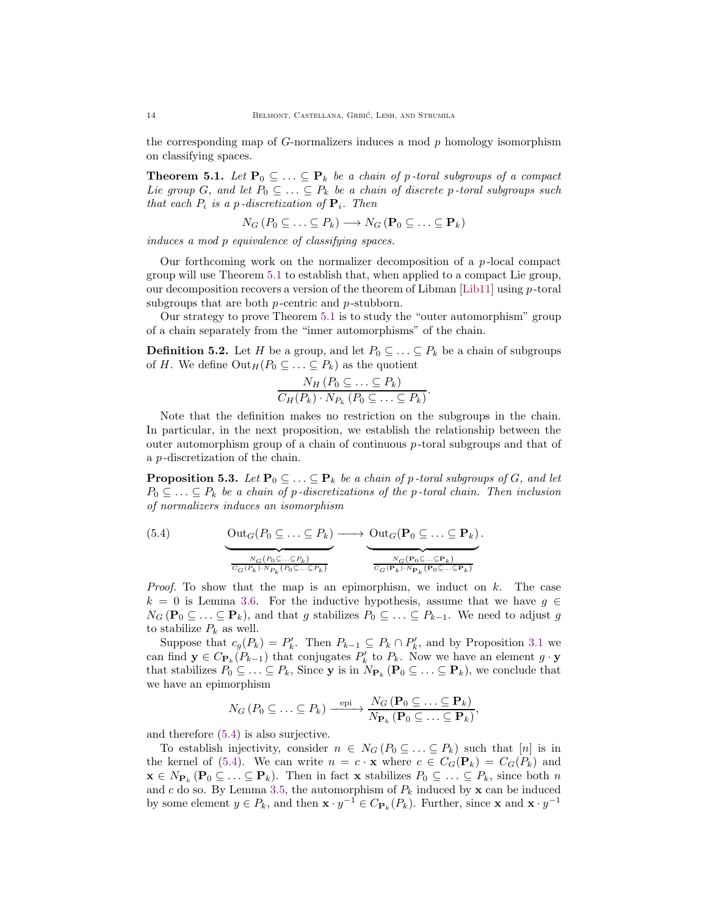the corresponding map of $G$-normalizers induces a mod $p$ homology isomorphism on classifying spaces.

**Theorem 5.1.** *Let $\mathbf{P}_0 \subseteq \ldots \subseteq \mathbf{P}_k$ be a chain of $p$-toral subgroups of a compact Lie group $G$, and let $P_0 \subseteq \ldots \subseteq P_k$ be a chain of discrete $p$-toral subgroups such that each $P_i$ is a $p$-discretization of $\mathbf{P}_i$. Then*

$$N_G\left(P_0 \subseteq \ldots \subseteq P_k\right) \longrightarrow N_G\left(\mathbf{P}_0 \subseteq \ldots \subseteq \mathbf{P}_k\right)$$

*induces a mod $p$ equivalence of classifying spaces.*

Our forthcoming work on the normalizer decomposition of a $p$-local compact group will use Theorem 5.1 to establish that, when applied to a compact Lie group, our decomposition recovers a version of the theorem of Libman [Lib11] using $p$-toral subgroups that are both $p$-centric and $p$-stubborn.

Our strategy to prove Theorem 5.1 is to study the "outer automorphism" group of a chain separately from the "inner automorphisms" of the chain.

**Definition 5.2.** Let $H$ be a group, and let $P_0 \subseteq \ldots \subseteq P_k$ be a chain of subgroups of $H$. We define $\operatorname{Out}_H(P_0 \subseteq \ldots \subseteq P_k)$ as the quotient

$$\frac{N_H\left(P_0 \subseteq \ldots \subseteq P_k\right)}{C_H(P_k) \cdot N_{P_k}\left(P_0 \subseteq \ldots \subseteq P_k\right)}.$$

Note that the definition makes no restriction on the subgroups in the chain. In particular, in the next proposition, we establish the relationship between the outer automorphism group of a chain of continuous $p$-toral subgroups and that of a $p$-discretization of the chain.

**Proposition 5.3.** *Let $\mathbf{P}_0 \subseteq \ldots \subseteq \mathbf{P}_k$ be a chain of $p$-toral subgroups of $G$, and let $P_0 \subseteq \ldots \subseteq P_k$ be a chain of $p$-discretizations of the $p$-toral chain. Then inclusion of normalizers induces an isomorphism*

$$\underbrace{\operatorname{Out}_G(P_0 \subseteq \ldots \subseteq P_k)}_{\frac{N_G(P_0 \subseteq \ldots \subseteq P_k)}{C_G(P_k)\cdot N_{P_k}(P_0 \subseteq \ldots \subseteq P_k)}} \longrightarrow \underbrace{\operatorname{Out}_G(\mathbf{P}_0 \subseteq \ldots \subseteq \mathbf{P}_k)}_{\frac{N_G(\mathbf{P}_0 \subseteq \ldots \subseteq \mathbf{P}_k)}{C_G(\mathbf{P}_k)\cdot N_{\mathbf{P}_k}(\mathbf{P}_0 \subseteq \ldots \subseteq \mathbf{P}_k)}}. \tag{5.4}$$

*Proof.* To show that the map is an epimorphism, we induct on $k$. The case $k = 0$ is Lemma 3.6. For the inductive hypothesis, assume that we have $g \in N_G\left(\mathbf{P}_0 \subseteq \ldots \subseteq \mathbf{P}_k\right)$, and that $g$ stabilizes $P_0 \subseteq \ldots \subseteq P_{k-1}$. We need to adjust $g$ to stabilize $P_k$ as well.

Suppose that $c_g(P_k) = P_k'$. Then $P_{k-1} \subseteq P_k \cap P_k'$, and by Proposition 3.1 we can find $\mathbf{y} \in C_{\mathbf{P}_k}(P_{k-1})$ that conjugates $P_k'$ to $P_k$. Now we have an element $g \cdot \mathbf{y}$ that stabilizes $P_0 \subseteq \ldots \subseteq P_k$, Since $\mathbf{y}$ is in $N_{\mathbf{P}_k}\left(\mathbf{P}_0 \subseteq \ldots \subseteq \mathbf{P}_k\right)$, we conclude that we have an epimorphism

$$N_G\left(P_0 \subseteq \ldots \subseteq P_k\right) \xrightarrow{\text{epi}} \frac{N_G\left(\mathbf{P}_0 \subseteq \ldots \subseteq \mathbf{P}_k\right)}{N_{\mathbf{P}_k}\left(\mathbf{P}_0 \subseteq \ldots \subseteq \mathbf{P}_k\right)},$$

and therefore (5.4) is also surjective.

To establish injectivity, consider $n \in N_G\left(P_0 \subseteq \ldots \subseteq P_k\right)$ such that $[n]$ is in the kernel of (5.4). We can write $n = c \cdot \mathbf{x}$ where $c \in C_G(\mathbf{P}_k) = C_G(P_k)$ and $\mathbf{x} \in N_{\mathbf{P}_k}\left(\mathbf{P}_0 \subseteq \ldots \subseteq \mathbf{P}_k\right)$. Then in fact $\mathbf{x}$ stabilizes $P_0 \subseteq \ldots \subseteq P_k$, since both $n$ and $c$ do so. By Lemma 3.5, the automorphism of $P_k$ induced by $\mathbf{x}$ can be induced by some element $y \in P_k$, and then $\mathbf{x} \cdot y^{-1} \in C_{\mathbf{P}_k}(P_k)$. Further, since $\mathbf{x}$ and $\mathbf{x} \cdot y^{-1}$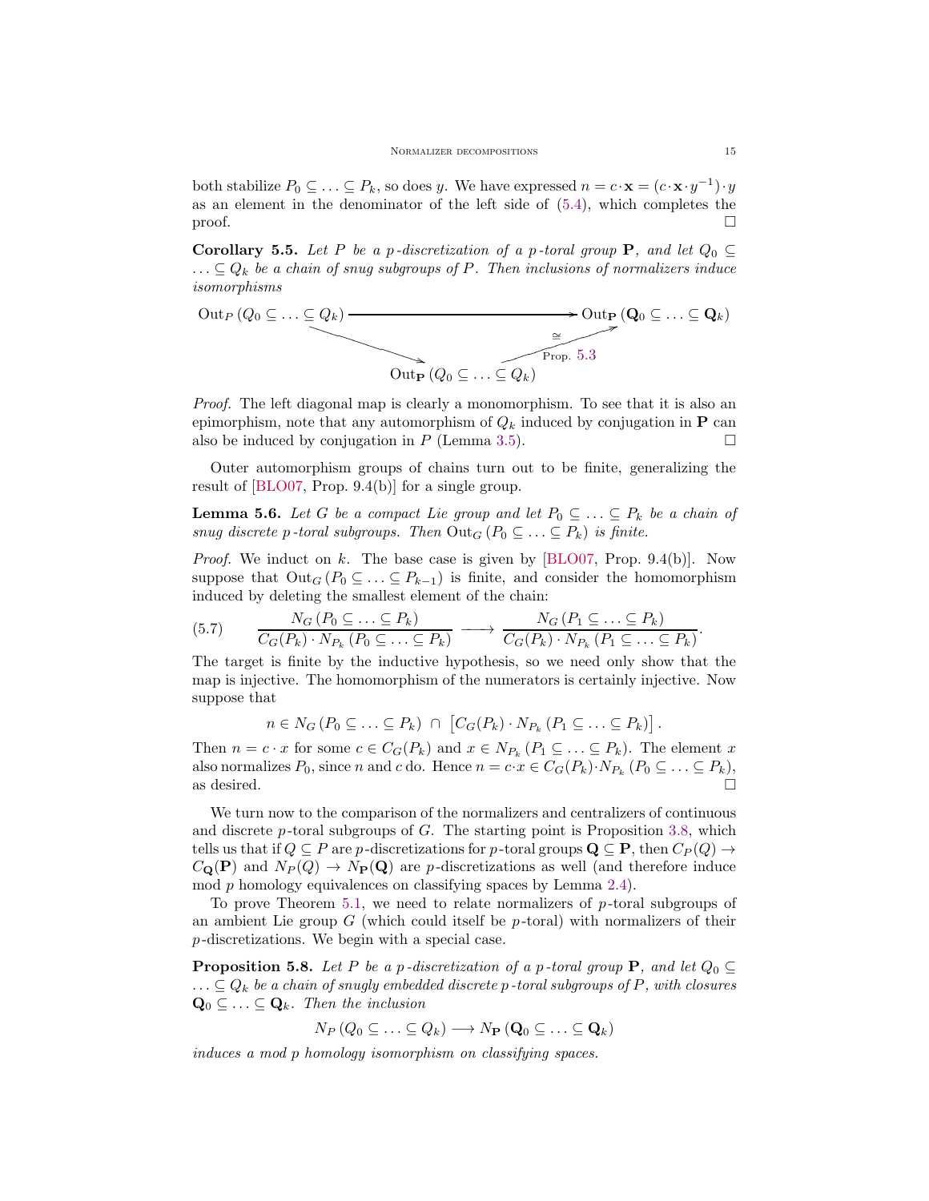both stabilize $P_0 \subseteq \ldots \subseteq P_k$, so does $y$. We have expressed $n = c\cdot \mathbf{x} = (c\cdot\mathbf{x}\cdot y^{-1})\cdot y$ as an element in the denominator of the left side of (5.4), which completes the proof. □

**Corollary 5.5.** *Let $P$ be a $p$-discretization of a $p$-toral group $\mathbf{P}$, and let $Q_0 \subseteq \ldots \subseteq Q_k$ be a chain of snug subgroups of $P$. Then inclusions of normalizers induce isomorphisms*

$$\begin{array}{ccc}
\operatorname{Out}_P(Q_0 \subseteq \ldots \subseteq Q_k) & \longrightarrow & \operatorname{Out}_{\mathbf{P}}(\mathbf{Q}_0 \subseteq \ldots \subseteq \mathbf{Q}_k) \\
& \searrow \quad \operatorname{Out}_{\mathbf{P}}(Q_0 \subseteq \ldots \subseteq Q_k) \quad \nearrow^{\cong}_{\text{Prop. 5.3}} &
\end{array}$$

*Proof.* The left diagonal map is clearly a monomorphism. To see that it is also an epimorphism, note that any automorphism of $Q_k$ induced by conjugation in $\mathbf{P}$ can also be induced by conjugation in $P$ (Lemma 3.5). □

Outer automorphism groups of chains turn out to be finite, generalizing the result of [BLO07, Prop. 9.4(b)] for a single group.

**Lemma 5.6.** *Let $G$ be a compact Lie group and let $P_0 \subseteq \ldots \subseteq P_k$ be a chain of snug discrete $p$-toral subgroups. Then $\operatorname{Out}_G(P_0 \subseteq \ldots \subseteq P_k)$ is finite.*

*Proof.* We induct on $k$. The base case is given by [BLO07, Prop. 9.4(b)]. Now suppose that $\operatorname{Out}_G(P_0 \subseteq \ldots \subseteq P_{k-1})$ is finite, and consider the homomorphism induced by deleting the smallest element of the chain:

$$\frac{N_G(P_0 \subseteq \ldots \subseteq P_k)}{C_G(P_k)\cdot N_{P_k}(P_0 \subseteq \ldots \subseteq P_k)} \longrightarrow \frac{N_G(P_1 \subseteq \ldots \subseteq P_k)}{C_G(P_k)\cdot N_{P_k}(P_1 \subseteq \ldots \subseteq P_k)}. \tag{5.7}$$

The target is finite by the inductive hypothesis, so we need only show that the map is injective. The homomorphism of the numerators is certainly injective. Now suppose that

$$n \in N_G(P_0 \subseteq \ldots \subseteq P_k) \;\cap\; \left[C_G(P_k)\cdot N_{P_k}(P_1 \subseteq \ldots \subseteq P_k)\right].$$

Then $n = c\cdot x$ for some $c \in C_G(P_k)$ and $x \in N_{P_k}(P_1 \subseteq \ldots \subseteq P_k)$. The element $x$ also normalizes $P_0$, since $n$ and $c$ do. Hence $n = c\cdot x \in C_G(P_k)\cdot N_{P_k}(P_0 \subseteq \ldots \subseteq P_k)$, as desired. □

We turn now to the comparison of the normalizers and centralizers of continuous and discrete $p$-toral subgroups of $G$. The starting point is Proposition 3.8, which tells us that if $Q \subseteq P$ are $p$-discretizations for $p$-toral groups $\mathbf{Q} \subseteq \mathbf{P}$, then $C_P(Q) \to C_{\mathbf{Q}}(\mathbf{P})$ and $N_P(Q) \to N_{\mathbf{P}}(\mathbf{Q})$ are $p$-discretizations as well (and therefore induce mod $p$ homology equivalences on classifying spaces by Lemma 2.4).

To prove Theorem 5.1, we need to relate normalizers of $p$-toral subgroups of an ambient Lie group $G$ (which could itself be $p$-toral) with normalizers of their $p$-discretizations. We begin with a special case.

**Proposition 5.8.** *Let $P$ be a $p$-discretization of a $p$-toral group $\mathbf{P}$, and let $Q_0 \subseteq \ldots \subseteq Q_k$ be a chain of snugly embedded discrete $p$-toral subgroups of $P$, with closures $\mathbf{Q}_0 \subseteq \ldots \subseteq \mathbf{Q}_k$. Then the inclusion*

$$N_P(Q_0 \subseteq \ldots \subseteq Q_k) \longrightarrow N_{\mathbf{P}}(\mathbf{Q}_0 \subseteq \ldots \subseteq \mathbf{Q}_k)$$

*induces a mod $p$ homology isomorphism on classifying spaces.*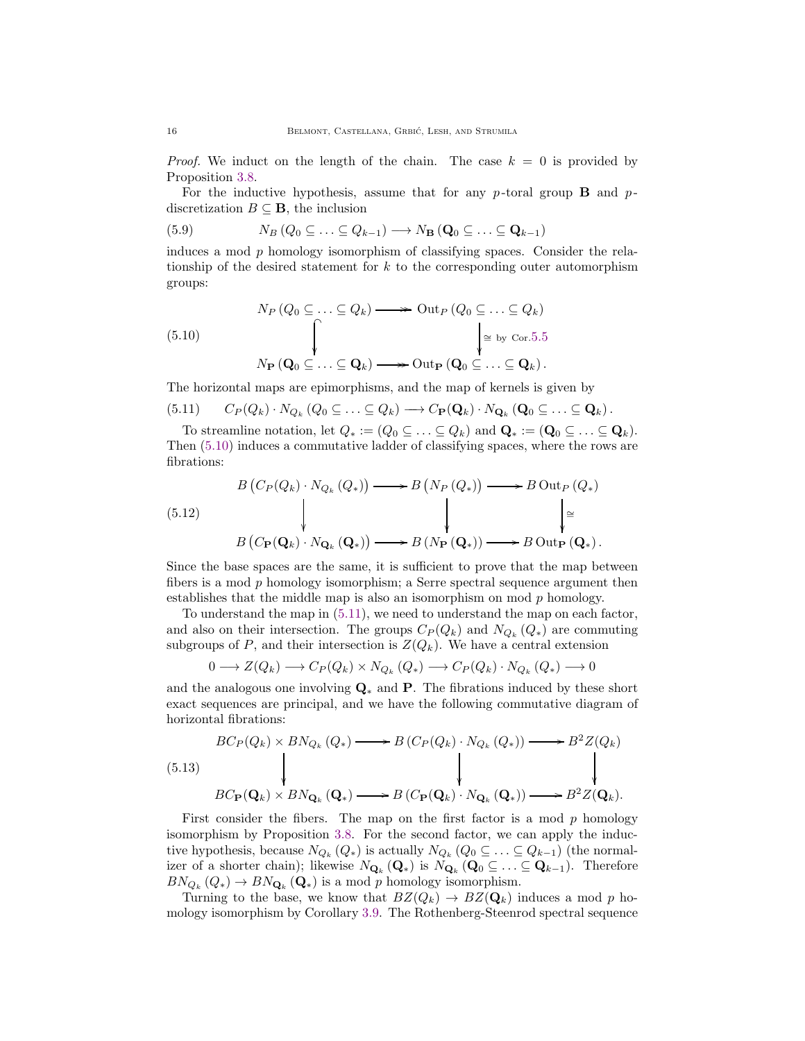*Proof.* We induct on the length of the chain. The case $k = 0$ is provided by Proposition 3.8.

For the inductive hypothesis, assume that for any $p$-toral group $\mathbf{B}$ and $p$-discretization $B \subseteq \mathbf{B}$, the inclusion

$$N_B(Q_0 \subseteq \ldots \subseteq Q_{k-1}) \longrightarrow N_{\mathbf{B}}(\mathbf{Q}_0 \subseteq \ldots \subseteq \mathbf{Q}_{k-1}) \tag{5.9}$$

induces a mod $p$ homology isomorphism of classifying spaces. Consider the relationship of the desired statement for $k$ to the corresponding outer automorphism groups:

$$\begin{array}{ccc} N_P(Q_0 \subseteq \ldots \subseteq Q_k) & \twoheadrightarrow & \operatorname{Out}_P(Q_0 \subseteq \ldots \subseteq Q_k) \\ \big\downarrow & & \big\downarrow \cong \text{ by Cor. 5.5} \\ N_{\mathbf{P}}(\mathbf{Q}_0 \subseteq \ldots \subseteq \mathbf{Q}_k) & \twoheadrightarrow & \operatorname{Out}_{\mathbf{P}}(\mathbf{Q}_0 \subseteq \ldots \subseteq \mathbf{Q}_k). \end{array} \tag{5.10}$$

The horizontal maps are epimorphisms, and the map of kernels is given by

$$C_P(Q_k) \cdot N_{Q_k}(Q_0 \subseteq \ldots \subseteq Q_k) \longrightarrow C_{\mathbf{P}}(\mathbf{Q}_k) \cdot N_{\mathbf{Q}_k}(\mathbf{Q}_0 \subseteq \ldots \subseteq \mathbf{Q}_k). \tag{5.11}$$

To streamline notation, let $Q_* := (Q_0 \subseteq \ldots \subseteq Q_k)$ and $\mathbf{Q}_* := (\mathbf{Q}_0 \subseteq \ldots \subseteq \mathbf{Q}_k)$. Then (5.10) induces a commutative ladder of classifying spaces, where the rows are fibrations:

$$\begin{array}{ccccc} B\big(C_P(Q_k) \cdot N_{Q_k}(Q_*)\big) & \longrightarrow & B\big(N_P(Q_*)\big) & \longrightarrow & B\operatorname{Out}_P(Q_*) \\ \big\downarrow & & \big\downarrow & & \big\downarrow \cong \\ B\big(C_{\mathbf{P}}(\mathbf{Q}_k) \cdot N_{\mathbf{Q}_k}(\mathbf{Q}_*)\big) & \longrightarrow & B\big(N_{\mathbf{P}}(\mathbf{Q}_*)\big) & \longrightarrow & B\operatorname{Out}_{\mathbf{P}}(\mathbf{Q}_*). \end{array} \tag{5.12}$$

Since the base spaces are the same, it is sufficient to prove that the map between fibers is a mod $p$ homology isomorphism; a Serre spectral sequence argument then establishes that the middle map is also an isomorphism on mod $p$ homology.

To understand the map in (5.11), we need to understand the map on each factor, and also on their intersection. The groups $C_P(Q_k)$ and $N_{Q_k}(Q_*)$ are commuting subgroups of $P$, and their intersection is $Z(Q_k)$. We have a central extension

$$0 \longrightarrow Z(Q_k) \longrightarrow C_P(Q_k) \times N_{Q_k}(Q_*) \longrightarrow C_P(Q_k) \cdot N_{Q_k}(Q_*) \longrightarrow 0$$

and the analogous one involving $\mathbf{Q}_*$ and $\mathbf{P}$. The fibrations induced by these short exact sequences are principal, and we have the following commutative diagram of horizontal fibrations:

$$\begin{array}{ccccc} BC_P(Q_k) \times BN_{Q_k}(Q_*) & \longrightarrow & B\big(C_P(Q_k) \cdot N_{Q_k}(Q_*)\big) & \longrightarrow & B^2 Z(Q_k) \\ \big\downarrow & & \big\downarrow & & \big\downarrow \\ BC_{\mathbf{P}}(\mathbf{Q}_k) \times BN_{\mathbf{Q}_k}(\mathbf{Q}_*) & \longrightarrow & B\big(C_{\mathbf{P}}(\mathbf{Q}_k) \cdot N_{\mathbf{Q}_k}(\mathbf{Q}_*)\big) & \longrightarrow & B^2 Z(\mathbf{Q}_k). \end{array} \tag{5.13}$$

First consider the fibers. The map on the first factor is a mod $p$ homology isomorphism by Proposition 3.8. For the second factor, we can apply the inductive hypothesis, because $N_{Q_k}(Q_*)$ is actually $N_{Q_k}(Q_0 \subseteq \ldots \subseteq Q_{k-1})$ (the normalizer of a shorter chain); likewise $N_{\mathbf{Q}_k}(\mathbf{Q}_*)$ is $N_{\mathbf{Q}_k}(\mathbf{Q}_0 \subseteq \ldots \subseteq \mathbf{Q}_{k-1})$. Therefore $BN_{Q_k}(Q_*) \to BN_{\mathbf{Q}_k}(\mathbf{Q}_*)$ is a mod $p$ homology isomorphism.

Turning to the base, we know that $BZ(Q_k) \to BZ(\mathbf{Q}_k)$ induces a mod $p$ homology isomorphism by Corollary 3.9. The Rothenberg-Steenrod spectral sequence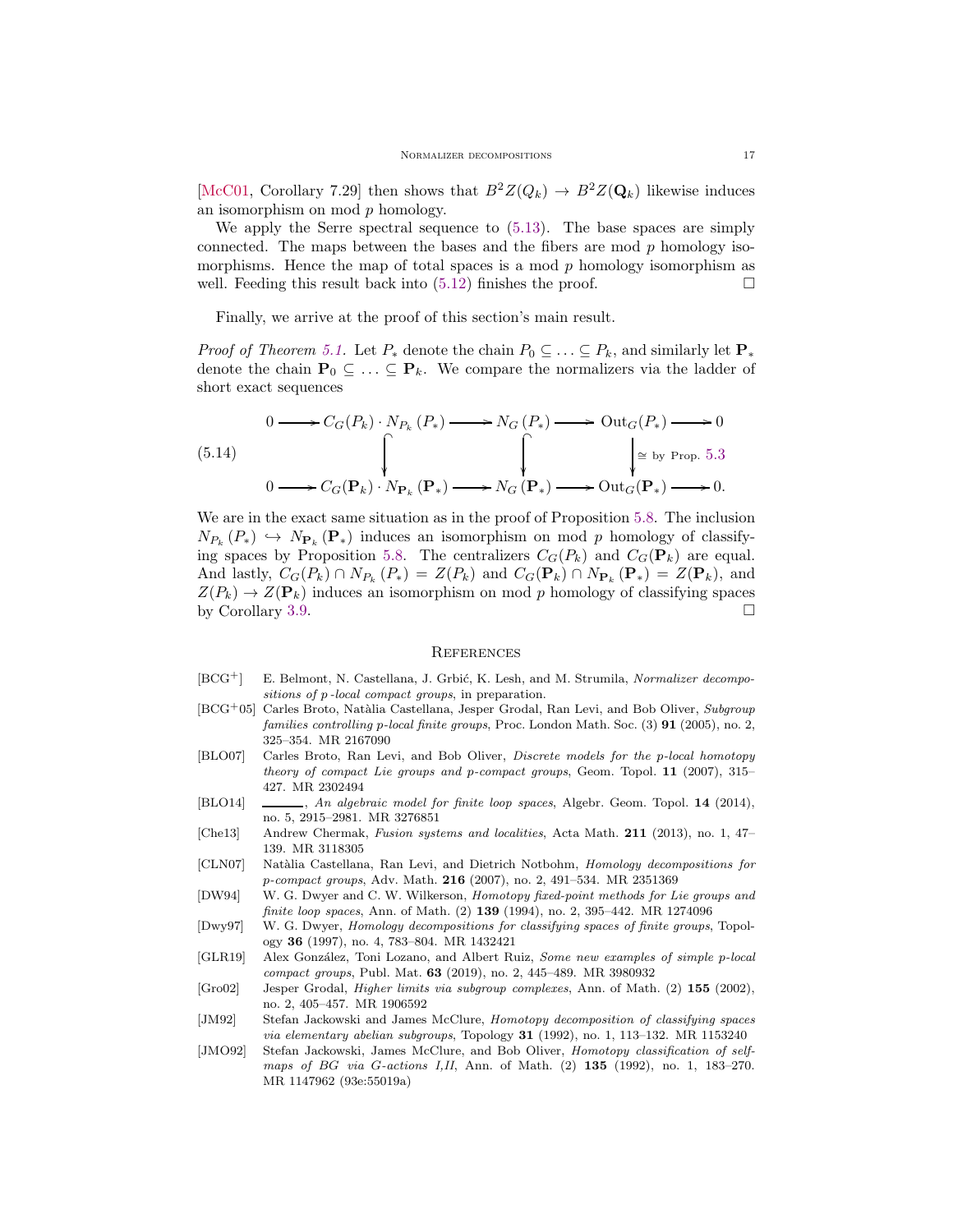[McC01, Corollary 7.29] then shows that $B^2Z(Q_k) \to B^2Z(\mathbf{Q}_k)$ likewise induces an isomorphism on mod $p$ homology.

We apply the Serre spectral sequence to (5.13). The base spaces are simply connected. The maps between the bases and the fibers are mod $p$ homology isomorphisms. Hence the map of total spaces is a mod $p$ homology isomorphism as well. Feeding this result back into (5.12) finishes the proof. $\square$

Finally, we arrive at the proof of this section's main result.

*Proof of Theorem 5.1.* Let $P_*$ denote the chain $P_0 \subseteq \ldots \subseteq P_k$, and similarly let $\mathbf{P}_*$ denote the chain $\mathbf{P}_0 \subseteq \ldots \subseteq \mathbf{P}_k$. We compare the normalizers via the ladder of short exact sequences

$$
\begin{array}{ccccccccc}
0 & \longrightarrow & C_G(P_k)\cdot N_{P_k}(P_*) & \longrightarrow & N_G(P_*) & \longrightarrow & \mathrm{Out}_G(P_*) & \longrightarrow & 0 \\
 & & \big\downarrow & & \big\downarrow & & \big\downarrow \cong \text{ by Prop. 5.3} & & \\
0 & \longrightarrow & C_G(\mathbf{P}_k)\cdot N_{\mathbf{P}_k}(\mathbf{P}_*) & \longrightarrow & N_G(\mathbf{P}_*) & \longrightarrow & \mathrm{Out}_G(\mathbf{P}_*) & \longrightarrow & 0.
\end{array}
\tag{5.14}
$$

We are in the exact same situation as in the proof of Proposition 5.8. The inclusion $N_{P_k}(P_*) \hookrightarrow N_{\mathbf{P}_k}(\mathbf{P}_*)$ induces an isomorphism on mod $p$ homology of classifying spaces by Proposition 5.8. The centralizers $C_G(P_k)$ and $C_G(\mathbf{P}_k)$ are equal. And lastly, $C_G(P_k) \cap N_{P_k}(P_*) = Z(P_k)$ and $C_G(\mathbf{P}_k) \cap N_{\mathbf{P}_k}(\mathbf{P}_*) = Z(\mathbf{P}_k)$, and $Z(P_k) \to Z(\mathbf{P}_k)$ induces an isomorphism on mod $p$ homology of classifying spaces by Corollary 3.9. $\square$

## References

- [BCG+] E. Belmont, N. Castellana, J. Grbić, K. Lesh, and M. Strumila, *Normalizer decompositions of p-local compact groups*, in preparation.
- [BCG+05] Carles Broto, Natàlia Castellana, Jesper Grodal, Ran Levi, and Bob Oliver, *Subgroup families controlling p-local finite groups*, Proc. London Math. Soc. (3) **91** (2005), no. 2, 325–354. MR 2167090
- [BLO07] Carles Broto, Ran Levi, and Bob Oliver, *Discrete models for the p-local homotopy theory of compact Lie groups and p-compact groups*, Geom. Topol. **11** (2007), 315–427. MR 2302494
- [BLO14] ———, *An algebraic model for finite loop spaces*, Algebr. Geom. Topol. **14** (2014), no. 5, 2915–2981. MR 3276851
- [Che13] Andrew Chermak, *Fusion systems and localities*, Acta Math. **211** (2013), no. 1, 47–139. MR 3118305
- [CLN07] Natàlia Castellana, Ran Levi, and Dietrich Notbohm, *Homology decompositions for p-compact groups*, Adv. Math. **216** (2007), no. 2, 491–534. MR 2351369
- [DW94] W. G. Dwyer and C. W. Wilkerson, *Homotopy fixed-point methods for Lie groups and finite loop spaces*, Ann. of Math. (2) **139** (1994), no. 2, 395–442. MR 1274096
- [Dwy97] W. G. Dwyer, *Homology decompositions for classifying spaces of finite groups*, Topology **36** (1997), no. 4, 783–804. MR 1432421
- [GLR19] Alex González, Toni Lozano, and Albert Ruiz, *Some new examples of simple p-local compact groups*, Publ. Mat. **63** (2019), no. 2, 445–489. MR 3980932
- [Gro02] Jesper Grodal, *Higher limits via subgroup complexes*, Ann. of Math. (2) **155** (2002), no. 2, 405–457. MR 1906592
- [JM92] Stefan Jackowski and James McClure, *Homotopy decomposition of classifying spaces via elementary abelian subgroups*, Topology **31** (1992), no. 1, 113–132. MR 1153240
- [JMO92] Stefan Jackowski, James McClure, and Bob Oliver, *Homotopy classification of self-maps of BG via G-actions I,II*, Ann. of Math. (2) **135** (1992), no. 1, 183–270. MR 1147962 (93e:55019a)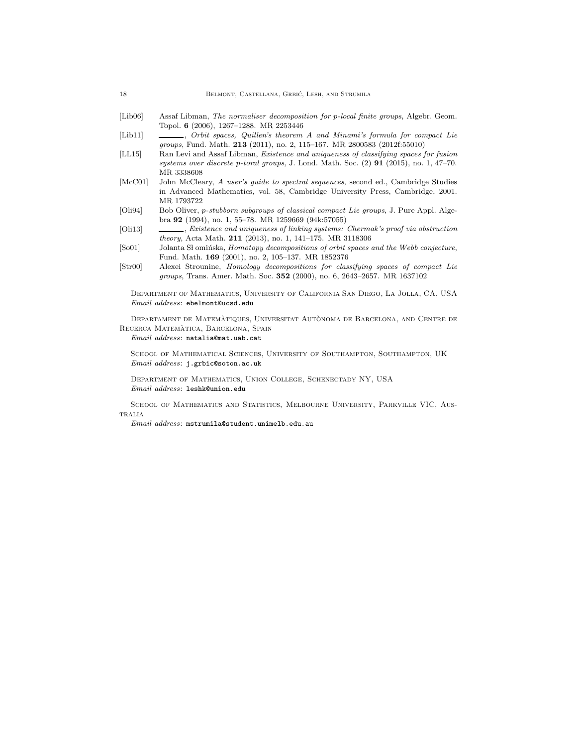[Lib06] Assaf Libman, *The normaliser decomposition for p-local finite groups*, Algebr. Geom. Topol. **6** (2006), 1267–1288. MR 2253446

[Lib11] ______, *Orbit spaces, Quillen's theorem A and Minami's formula for compact Lie groups*, Fund. Math. **213** (2011), no. 2, 115–167. MR 2800583 (2012f:55010)

[LL15] Ran Levi and Assaf Libman, *Existence and uniqueness of classifying spaces for fusion systems over discrete p-toral groups*, J. Lond. Math. Soc. (2) **91** (2015), no. 1, 47–70. MR 3338608

[McC01] John McCleary, *A user's guide to spectral sequences*, second ed., Cambridge Studies in Advanced Mathematics, vol. 58, Cambridge University Press, Cambridge, 2001. MR 1793722

[Oli94] Bob Oliver, *p-stubborn subgroups of classical compact Lie groups*, J. Pure Appl. Algebra **92** (1994), no. 1, 55–78. MR 1259669 (94k:57055)

[Oli13] ______, *Existence and uniqueness of linking systems: Chermak's proof via obstruction theory*, Acta Math. **211** (2013), no. 1, 141–175. MR 3118306

[So01] Jolanta Sł omińska, *Homotopy decompositions of orbit spaces and the Webb conjecture*, Fund. Math. **169** (2001), no. 2, 105–137. MR 1852376

[Str00] Alexei Strounine, *Homology decompositions for classifying spaces of compact Lie groups*, Trans. Amer. Math. Soc. **352** (2000), no. 6, 2643–2657. MR 1637102

Department of Mathematics, University of California San Diego, La Jolla, CA, USA
*Email address*: ebelmont@ucsd.edu

Departament de Matemàtiques, Universitat Autònoma de Barcelona, and Centre de Recerca Matemàtica, Barcelona, Spain
*Email address*: natalia@mat.uab.cat

School of Mathematical Sciences, University of Southampton, Southampton, UK
*Email address*: j.grbic@soton.ac.uk

Department of Mathematics, Union College, Schenectady NY, USA
*Email address*: leshk@union.edu

School of Mathematics and Statistics, Melbourne University, Parkville VIC, Australia
*Email address*: mstrumila@student.unimelb.edu.au